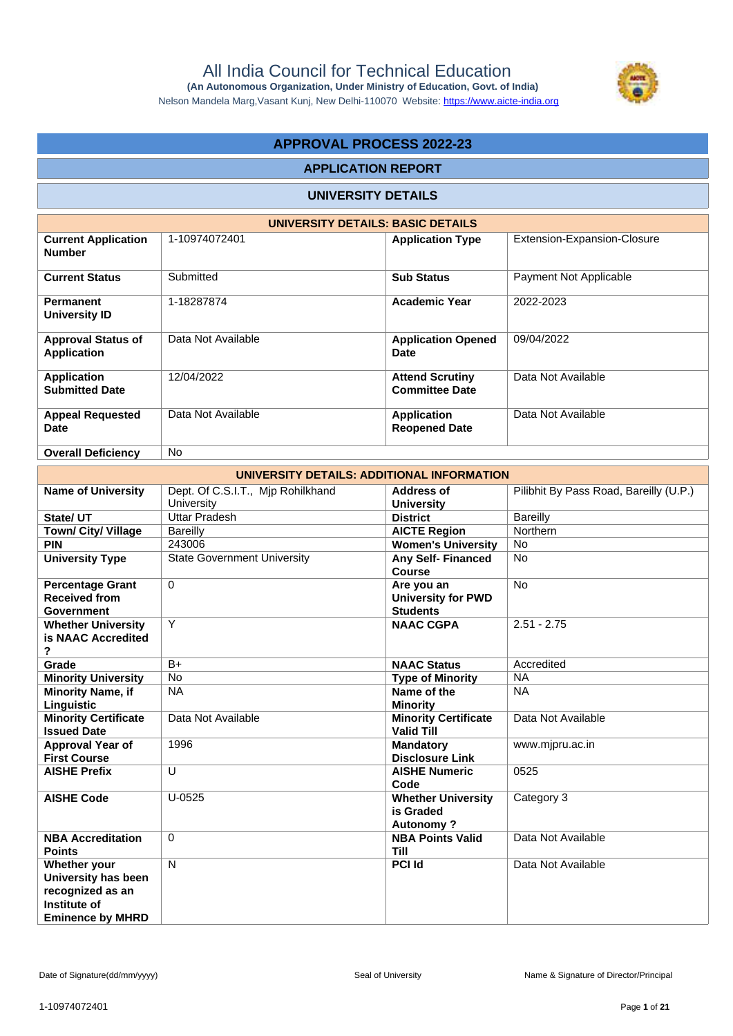# All India Council for Technical Education

**(An Autonomous Organization, Under Ministry of Education, Govt. of India)**

Nelson Mandela Marg,Vasant Kunj, New Delhi-110070 Website: https://www.aicte-india.org

## APPROVAL PROCESS 2022-23

### APPLICATION REPORT

### UNIVERSITY DETAILS

| UNIVERSITY DETAILS: BASIC DETAILS | | | |
|---|---|---|---|
| **Current Application Number** | 1-10974072401 | **Application Type** | Extension-Expansion-Closure |
| **Current Status** | Submitted | **Sub Status** | Payment Not Applicable |
| **Permanent University ID** | 1-18287874 | **Academic Year** | 2022-2023 |
| **Approval Status of Application** | Data Not Available | **Application Opened Date** | 09/04/2022 |
| **Application Submitted Date** | 12/04/2022 | **Attend Scrutiny Committee Date** | Data Not Available |
| **Appeal Requested Date** | Data Not Available | **Application Reopened Date** | Data Not Available |
| **Overall Deficiency** | No | | |

| UNIVERSITY DETAILS: ADDITIONAL INFORMATION | | | |
|---|---|---|---|
| **Name of University** | Dept. Of C.S.I.T., Mjp Rohilkhand University | **Address of University** | Pilibhit By Pass Road, Bareilly (U.P.) |
| **State/ UT** | Uttar Pradesh | **District** | Bareilly |
| **Town/ City/ Village** | Bareilly | **AICTE Region** | Northern |
| **PIN** | 243006 | **Women's University** | No |
| **University Type** | State Government University | **Any Self- Financed Course** | No |
| **Percentage Grant Received from Government** | 0 | **Are you an University for PWD Students** | No |
| **Whether University is NAAC Accredited ?** | Y | **NAAC CGPA** | 2.51 - 2.75 |
| **Grade** | B+ | **NAAC Status** | Accredited |
| **Minority University** | No | **Type of Minority** | NA |
| **Minority Name, if Linguistic** | NA | **Name of the Minority** | NA |
| **Minority Certificate Issued Date** | Data Not Available | **Minority Certificate Valid Till** | Data Not Available |
| **Approval Year of First Course** | 1996 | **Mandatory Disclosure Link** | www.mjpru.ac.in |
| **AISHE Prefix** | U | **AISHE Numeric Code** | 0525 |
| **AISHE Code** | U-0525 | **Whether University is Graded Autonomy ?** | Category 3 |
| **NBA Accreditation Points** | 0 | **NBA Points Valid Till** | Data Not Available |
| **Whether your University has been recognized as an Institute of Eminence by MHRD** | N | **PCI Id** | Data Not Available |

Date of Signature(dd/mm/yyyy) Seal of University Name & Signature of Director/Principal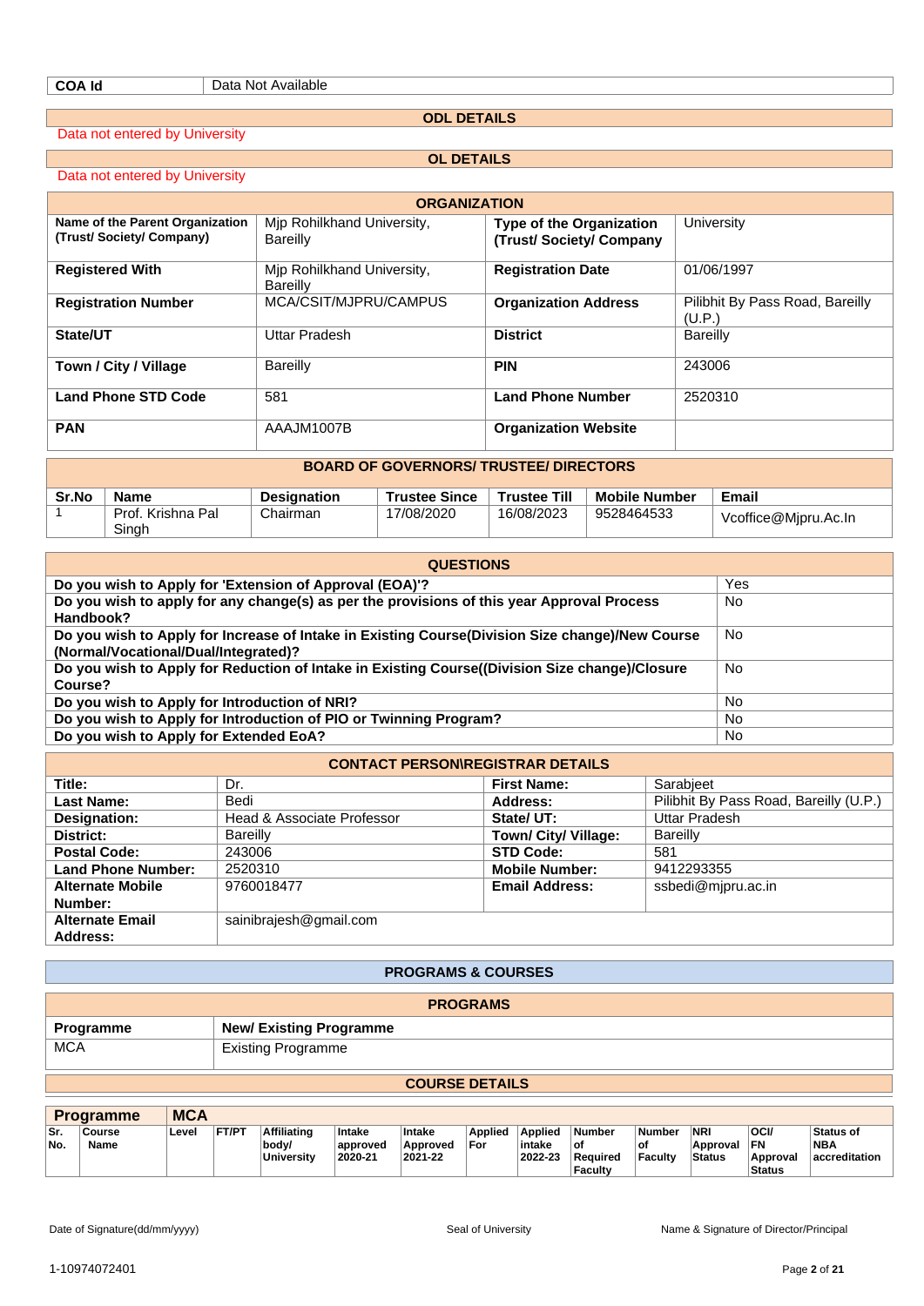| COA Id | Data Not Available |
|---|---|

## ODL DETAILS

Data not entered by University

## OL DETAILS

Data not entered by University

## ORGANIZATION

| | | | |
|---|---|---|---|
| **Name of the Parent Organization (Trust/ Society/ Company)** | Mjp Rohilkhand University, Bareilly | **Type of the Organization (Trust/ Society/ Company** | University |
| **Registered With** | Mjp Rohilkhand University, Bareilly | **Registration Date** | 01/06/1997 |
| **Registration Number** | MCA/CSIT/MJPRU/CAMPUS | **Organization Address** | Pilibhit By Pass Road, Bareilly (U.P.) |
| **State/UT** | Uttar Pradesh | **District** | Bareilly |
| **Town / City / Village** | Bareilly | **PIN** | 243006 |
| **Land Phone STD Code** | 581 | **Land Phone Number** | 2520310 |
| **PAN** | AAAJM1007B | **Organization Website** | |

## BOARD OF GOVERNORS/ TRUSTEE/ DIRECTORS

| Sr.No | Name | Designation | Trustee Since | Trustee Till | Mobile Number | Email |
|---|---|---|---|---|---|---|
| 1 | Prof. Krishna Pal Singh | Chairman | 17/08/2020 | 16/08/2023 | 9528464533 | Vcoffice@Mjpru.Ac.In |

## QUESTIONS

| | |
|---|---|
| **Do you wish to Apply for 'Extension of Approval (EOA)'?** | Yes |
| **Do you wish to apply for any change(s) as per the provisions of this year Approval Process Handbook?** | No |
| **Do you wish to Apply for Increase of Intake in Existing Course(Division Size change)/New Course (Normal/Vocational/Dual/Integrated)?** | No |
| **Do you wish to Apply for Reduction of Intake in Existing Course((Division Size change)/Closure Course?** | No |
| **Do you wish to Apply for Introduction of NRI?** | No |
| **Do you wish to Apply for Introduction of PIO or Twinning Program?** | No |
| **Do you wish to Apply for Extended EoA?** | No |

## CONTACT PERSON\REGISTRAR DETAILS

| | | | |
|---|---|---|---|
| **Title:** | Dr. | **First Name:** | Sarabjeet |
| **Last Name:** | Bedi | **Address:** | Pilibhit By Pass Road, Bareilly (U.P.) |
| **Designation:** | Head & Associate Professor | **State/ UT:** | Uttar Pradesh |
| **District:** | Bareilly | **Town/ City/ Village:** | Bareilly |
| **Postal Code:** | 243006 | **STD Code:** | 581 |
| **Land Phone Number:** | 2520310 | **Mobile Number:** | 9412293355 |
| **Alternate Mobile Number:** | 9760018477 | **Email Address:** | ssbedi@mjpru.ac.in |
| **Alternate Email Address:** | sainibrajesh@gmail.com | | |

## PROGRAMS & COURSES

### PROGRAMS

| Programme | New/ Existing Programme |
|---|---|
| MCA | Existing Programme |

### COURSE DETAILS

| Programme | MCA | | | | | | | | | | | | |
|---|---|---|---|---|---|---|---|---|---|---|---|---|---|
| Sr. No. | Course Name | Level | FT/PT | Affiliating body/ University | Intake approved 2020-21 | Intake Approved 2021-22 | Applied For | Applied intake 2022-23 | Number of Required Faculty | Number of Faculty | NRI Approval Status | OCI/ FN Approval Status | Status of NBA accreditation |

Date of Signature(dd/mm/yyyy) Seal of University Name & Signature of Director/Principal

1-10974072401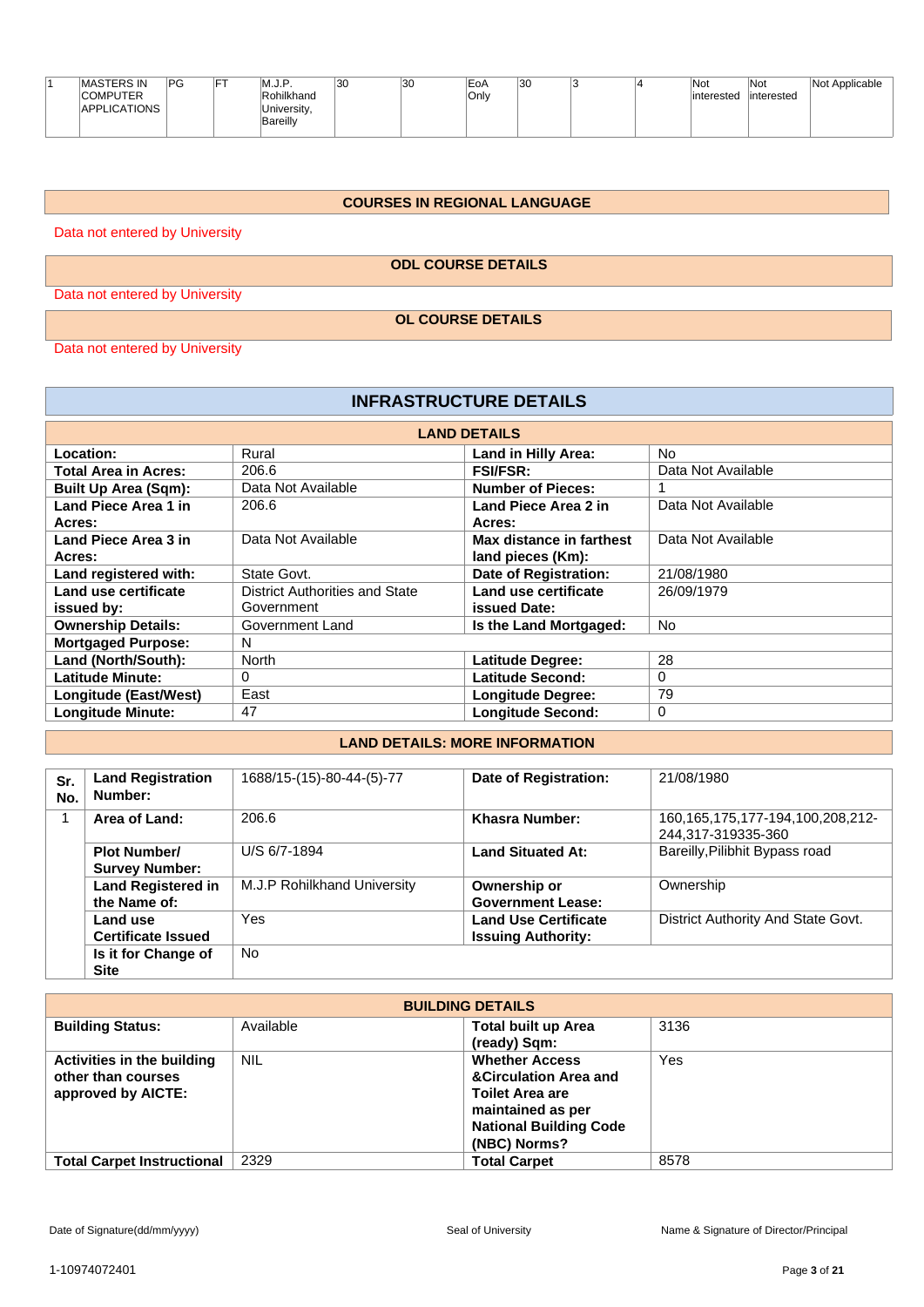| 1 | MASTERS IN COMPUTER APPLICATIONS | PG | FT | M.J.P. Rohilkhand University, Bareilly | 30 | 30 | EoA Only | 30 | 3 | 4 | Not interested | Not interested | Not Applicable |
|---|---|---|---|---|---|---|---|---|---|---|---|---|---|

## COURSES IN REGIONAL LANGUAGE

Data not entered by University

## ODL COURSE DETAILS

Data not entered by University

## OL COURSE DETAILS

Data not entered by University

# INFRASTRUCTURE DETAILS

## LAND DETAILS

| | | | |
|---|---|---|---|
| **Location:** | Rural | **Land in Hilly Area:** | No |
| **Total Area in Acres:** | 206.6 | **FSI/FSR:** | Data Not Available |
| **Built Up Area (Sqm):** | Data Not Available | **Number of Pieces:** | 1 |
| **Land Piece Area 1 in Acres:** | 206.6 | **Land Piece Area 2 in Acres:** | Data Not Available |
| **Land Piece Area 3 in Acres:** | Data Not Available | **Max distance in farthest land pieces (Km):** | Data Not Available |
| **Land registered with:** | State Govt. | **Date of Registration:** | 21/08/1980 |
| **Land use certificate issued by:** | District Authorities and State Government | **Land use certificate issued Date:** | 26/09/1979 |
| **Ownership Details:** | Government Land | **Is the Land Mortgaged:** | No |
| **Mortgaged Purpose:** | N | | |
| **Land (North/South):** | North | **Latitude Degree:** | 28 |
| **Latitude Minute:** | 0 | **Latitude Second:** | 0 |
| **Longitude (East/West)** | East | **Longitude Degree:** | 79 |
| **Longitude Minute:** | 47 | **Longitude Second:** | 0 |

## LAND DETAILS: MORE INFORMATION

| Sr. No. | Land Registration Number: | 1688/15-(15)-80-44-(5)-77 | Date of Registration: | 21/08/1980 |
|---|---|---|---|---|
| 1 | **Area of Land:** | 206.6 | **Khasra Number:** | 160,165,175,177-194,100,208,212-244,317-319335-360 |
| | **Plot Number/ Survey Number:** | U/S 6/7-1894 | **Land Situated At:** | Bareilly,Pilibhit Bypass road |
| | **Land Registered in the Name of:** | M.J.P Rohilkhand University | **Ownership or Government Lease:** | Ownership |
| | **Land use Certificate Issued** | Yes | **Land Use Certificate Issuing Authority:** | District Authority And State Govt. |
| | **Is it for Change of Site** | No | | |

## BUILDING DETAILS

| | | | |
|---|---|---|---|
| **Building Status:** | Available | **Total built up Area (ready) Sqm:** | 3136 |
| **Activities in the building other than courses approved by AICTE:** | NIL | **Whether Access &Circulation Area and Toilet Area are maintained as per National Building Code (NBC) Norms?** | Yes |
| **Total Carpet Instructional** | 2329 | **Total Carpet** | 8578 |

Date of Signature(dd/mm/yyyy) | Seal of University | Name & Signature of Director/Principal

1-10974072401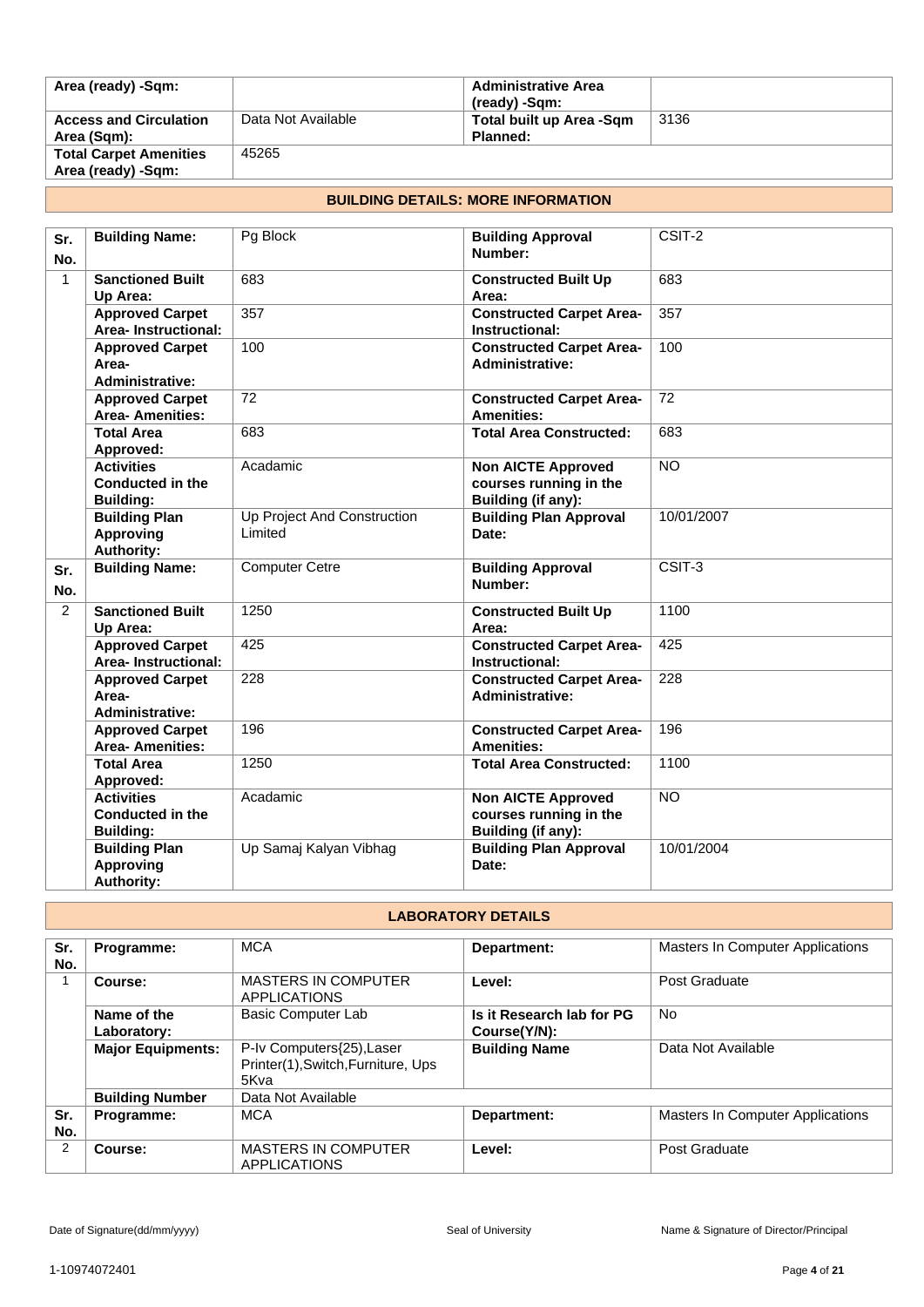| | | | |
|---|---|---|---|
| **Area (ready) -Sqm:** | | **Administrative Area (ready) -Sqm:** | |
| **Access and Circulation Area (Sqm):** | Data Not Available | **Total built up Area -Sqm Planned:** | 3136 |
| **Total Carpet Amenities Area (ready) -Sqm:** | 45265 | | |

## BUILDING DETAILS: MORE INFORMATION

| Sr. No. | Building Name: | Pg Block | Building Approval Number: | CSIT-2 |
|---|---|---|---|---|
| 1 | **Sanctioned Built Up Area:** | 683 | **Constructed Built Up Area:** | 683 |
| | **Approved Carpet Area- Instructional:** | 357 | **Constructed Carpet Area- Instructional:** | 357 |
| | **Approved Carpet Area- Administrative:** | 100 | **Constructed Carpet Area- Administrative:** | 100 |
| | **Approved Carpet Area- Amenities:** | 72 | **Constructed Carpet Area- Amenities:** | 72 |
| | **Total Area Approved:** | 683 | **Total Area Constructed:** | 683 |
| | **Activities Conducted in the Building:** | Acadamic | **Non AICTE Approved courses running in the Building (if any):** | NO |
| | **Building Plan Approving Authority:** | Up Project And Construction Limited | **Building Plan Approval Date:** | 10/01/2007 |
| **Sr. No.** | **Building Name:** | Computer Cetre | **Building Approval Number:** | CSIT-3 |
| 2 | **Sanctioned Built Up Area:** | 1250 | **Constructed Built Up Area:** | 1100 |
| | **Approved Carpet Area- Instructional:** | 425 | **Constructed Carpet Area- Instructional:** | 425 |
| | **Approved Carpet Area- Administrative:** | 228 | **Constructed Carpet Area- Administrative:** | 228 |
| | **Approved Carpet Area- Amenities:** | 196 | **Constructed Carpet Area- Amenities:** | 196 |
| | **Total Area Approved:** | 1250 | **Total Area Constructed:** | 1100 |
| | **Activities Conducted in the Building:** | Acadamic | **Non AICTE Approved courses running in the Building (if any):** | NO |
| | **Building Plan Approving Authority:** | Up Samaj Kalyan Vibhag | **Building Plan Approval Date:** | 10/01/2004 |

## LABORATORY DETAILS

| Sr. No. | Programme: | MCA | Department: | Masters In Computer Applications |
|---|---|---|---|---|
| 1 | **Course:** | MASTERS IN COMPUTER APPLICATIONS | **Level:** | Post Graduate |
| | **Name of the Laboratory:** | Basic Computer Lab | **Is it Research lab for PG Course(Y/N):** | No |
| | **Major Equipments:** | P-Iv Computers{25),Laser Printer(1),Switch,Furniture, Ups 5Kva | **Building Name** | Data Not Available |
| | **Building Number** | Data Not Available | | |
| **Sr. No.** | **Programme:** | MCA | **Department:** | Masters In Computer Applications |
| 2 | **Course:** | MASTERS IN COMPUTER APPLICATIONS | **Level:** | Post Graduate |

Date of Signature(dd/mm/yyyy) Seal of University Name & Signature of Director/Principal

1-10974072401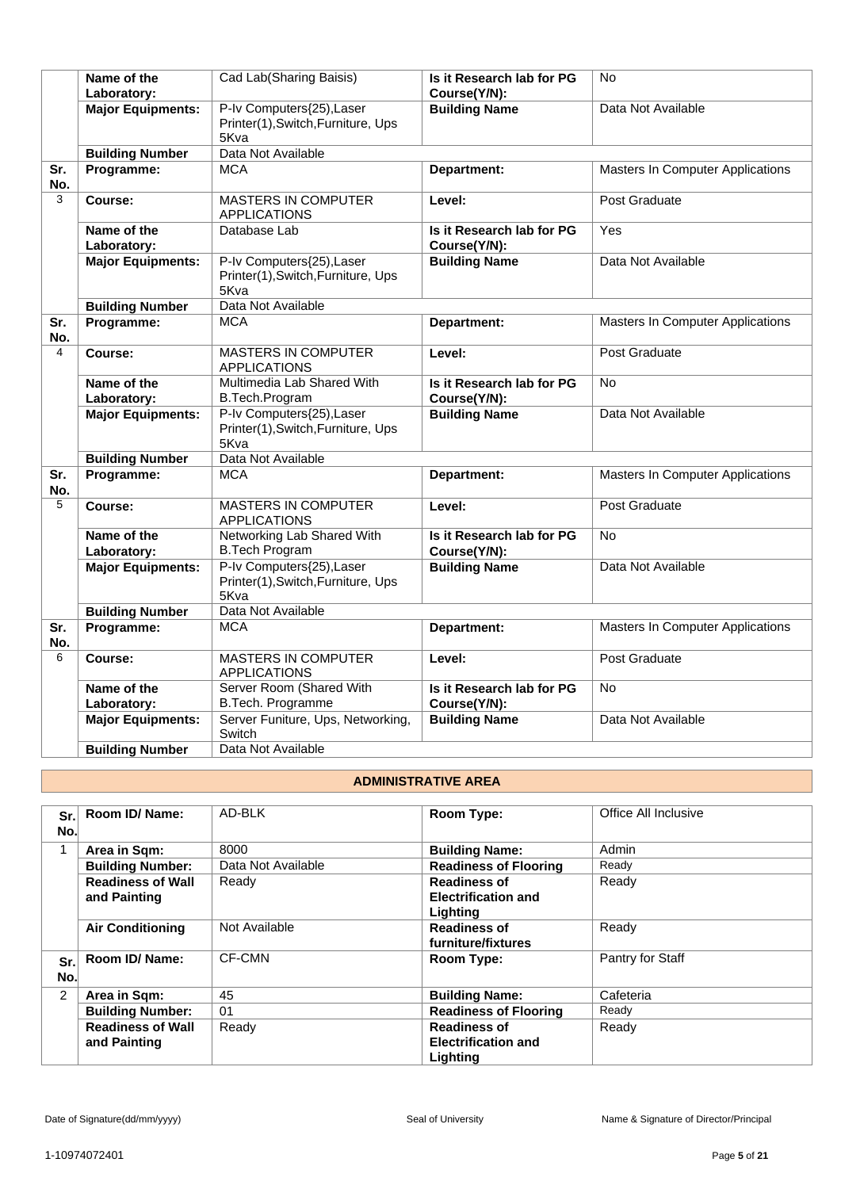| Sr. No. | | | | |
|---|---|---|---|---|
| | **Name of the Laboratory:** | Cad Lab(Sharing Baisis) | **Is it Research lab for PG Course(Y/N):** | No |
| | **Major Equipments:** | P-Iv Computers{25),Laser Printer(1),Switch,Furniture, Ups 5Kva | **Building Name** | Data Not Available |
| | **Building Number** | Data Not Available | | |
| **Sr. No.** | **Programme:** | MCA | **Department:** | Masters In Computer Applications |
| 3 | **Course:** | MASTERS IN COMPUTER APPLICATIONS | **Level:** | Post Graduate |
| | **Name of the Laboratory:** | Database Lab | **Is it Research lab for PG Course(Y/N):** | Yes |
| | **Major Equipments:** | P-Iv Computers{25),Laser Printer(1),Switch,Furniture, Ups 5Kva | **Building Name** | Data Not Available |
| | **Building Number** | Data Not Available | | |
| **Sr. No.** | **Programme:** | MCA | **Department:** | Masters In Computer Applications |
| 4 | **Course:** | MASTERS IN COMPUTER APPLICATIONS | **Level:** | Post Graduate |
| | **Name of the Laboratory:** | Multimedia Lab Shared With B.Tech.Program | **Is it Research lab for PG Course(Y/N):** | No |
| | **Major Equipments:** | P-Iv Computers{25),Laser Printer(1),Switch,Furniture, Ups 5Kva | **Building Name** | Data Not Available |
| | **Building Number** | Data Not Available | | |
| **Sr. No.** | **Programme:** | MCA | **Department:** | Masters In Computer Applications |
| 5 | **Course:** | MASTERS IN COMPUTER APPLICATIONS | **Level:** | Post Graduate |
| | **Name of the Laboratory:** | Networking Lab Shared With B.Tech Program | **Is it Research lab for PG Course(Y/N):** | No |
| | **Major Equipments:** | P-Iv Computers{25),Laser Printer(1),Switch,Furniture, Ups 5Kva | **Building Name** | Data Not Available |
| | **Building Number** | Data Not Available | | |
| **Sr. No.** | **Programme:** | MCA | **Department:** | Masters In Computer Applications |
| 6 | **Course:** | MASTERS IN COMPUTER APPLICATIONS | **Level:** | Post Graduate |
| | **Name of the Laboratory:** | Server Room (Shared With B.Tech. Programme | **Is it Research lab for PG Course(Y/N):** | No |
| | **Major Equipments:** | Server Funiture, Ups, Networking, Switch | **Building Name** | Data Not Available |
| | **Building Number** | Data Not Available | | |

## ADMINISTRATIVE AREA

| Sr. No. | Room ID/ Name: | AD-BLK | Room Type: | Office All Inclusive |
|---|---|---|---|---|
| 1 | **Area in Sqm:** | 8000 | **Building Name:** | Admin |
| | **Building Number:** | Data Not Available | **Readiness of Flooring** | Ready |
| | **Readiness of Wall and Painting** | Ready | **Readiness of Electrification and Lighting** | Ready |
| | **Air Conditioning** | Not Available | **Readiness of furniture/fixtures** | Ready |
| **Sr. No.** | **Room ID/ Name:** | CF-CMN | **Room Type:** | Pantry for Staff |
| 2 | **Area in Sqm:** | 45 | **Building Name:** | Cafeteria |
| | **Building Number:** | 01 | **Readiness of Flooring** | Ready |
| | **Readiness of Wall and Painting** | Ready | **Readiness of Electrification and Lighting** | Ready |

Date of Signature(dd/mm/yyyy) Seal of University Name & Signature of Director/Principal

1-10974072401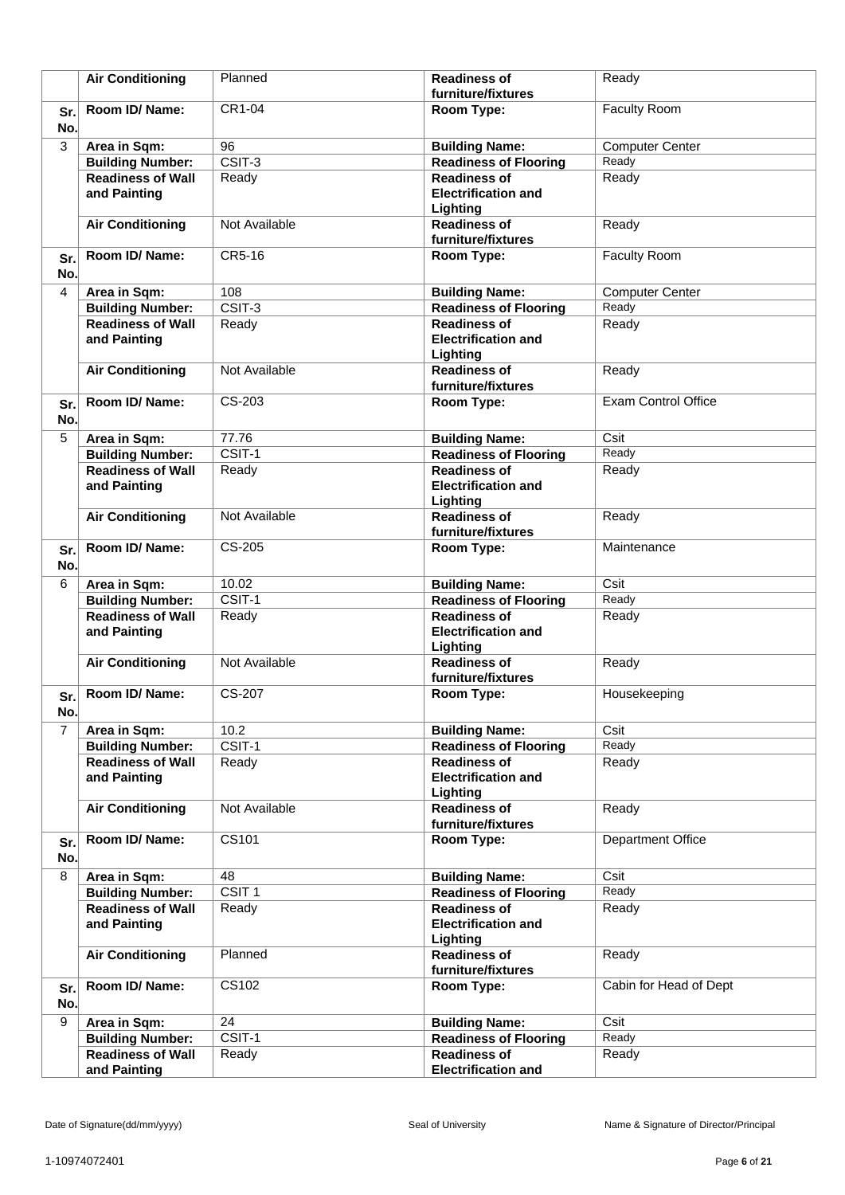|  | Air Conditioning | Planned | Readiness of furniture/fixtures | Ready |
|---|---|---|---|---|
| Sr. No. | Room ID/ Name: | CR1-04 | Room Type: | Faculty Room |
| 3 | Area in Sqm: | 96 | Building Name: | Computer Center |
|  | Building Number: | CSIT-3 | Readiness of Flooring | Ready |
|  | Readiness of Wall and Painting | Ready | Readiness of Electrification and Lighting | Ready |
|  | Air Conditioning | Not Available | Readiness of furniture/fixtures | Ready |
| Sr. No. | Room ID/ Name: | CR5-16 | Room Type: | Faculty Room |
| 4 | Area in Sqm: | 108 | Building Name: | Computer Center |
|  | Building Number: | CSIT-3 | Readiness of Flooring | Ready |
|  | Readiness of Wall and Painting | Ready | Readiness of Electrification and Lighting | Ready |
|  | Air Conditioning | Not Available | Readiness of furniture/fixtures | Ready |
| Sr. No. | Room ID/ Name: | CS-203 | Room Type: | Exam Control Office |
| 5 | Area in Sqm: | 77.76 | Building Name: | Csit |
|  | Building Number: | CSIT-1 | Readiness of Flooring | Ready |
|  | Readiness of Wall and Painting | Ready | Readiness of Electrification and Lighting | Ready |
|  | Air Conditioning | Not Available | Readiness of furniture/fixtures | Ready |
| Sr. No. | Room ID/ Name: | CS-205 | Room Type: | Maintenance |
| 6 | Area in Sqm: | 10.02 | Building Name: | Csit |
|  | Building Number: | CSIT-1 | Readiness of Flooring | Ready |
|  | Readiness of Wall and Painting | Ready | Readiness of Electrification and Lighting | Ready |
|  | Air Conditioning | Not Available | Readiness of furniture/fixtures | Ready |
| Sr. No. | Room ID/ Name: | CS-207 | Room Type: | Housekeeping |
| 7 | Area in Sqm: | 10.2 | Building Name: | Csit |
|  | Building Number: | CSIT-1 | Readiness of Flooring | Ready |
|  | Readiness of Wall and Painting | Ready | Readiness of Electrification and Lighting | Ready |
|  | Air Conditioning | Not Available | Readiness of furniture/fixtures | Ready |
| Sr. No. | Room ID/ Name: | CS101 | Room Type: | Department Office |
| 8 | Area in Sqm: | 48 | Building Name: | Csit |
|  | Building Number: | CSIT 1 | Readiness of Flooring | Ready |
|  | Readiness of Wall and Painting | Ready | Readiness of Electrification and Lighting | Ready |
|  | Air Conditioning | Planned | Readiness of furniture/fixtures | Ready |
| Sr. No. | Room ID/ Name: | CS102 | Room Type: | Cabin for Head of Dept |
| 9 | Area in Sqm: | 24 | Building Name: | Csit |
|  | Building Number: | CSIT-1 | Readiness of Flooring | Ready |
|  | Readiness of Wall and Painting | Ready | Readiness of Electrification and | Ready |

Date of Signature(dd/mm/yyyy) Seal of University Name & Signature of Director/Principal

1-10974072401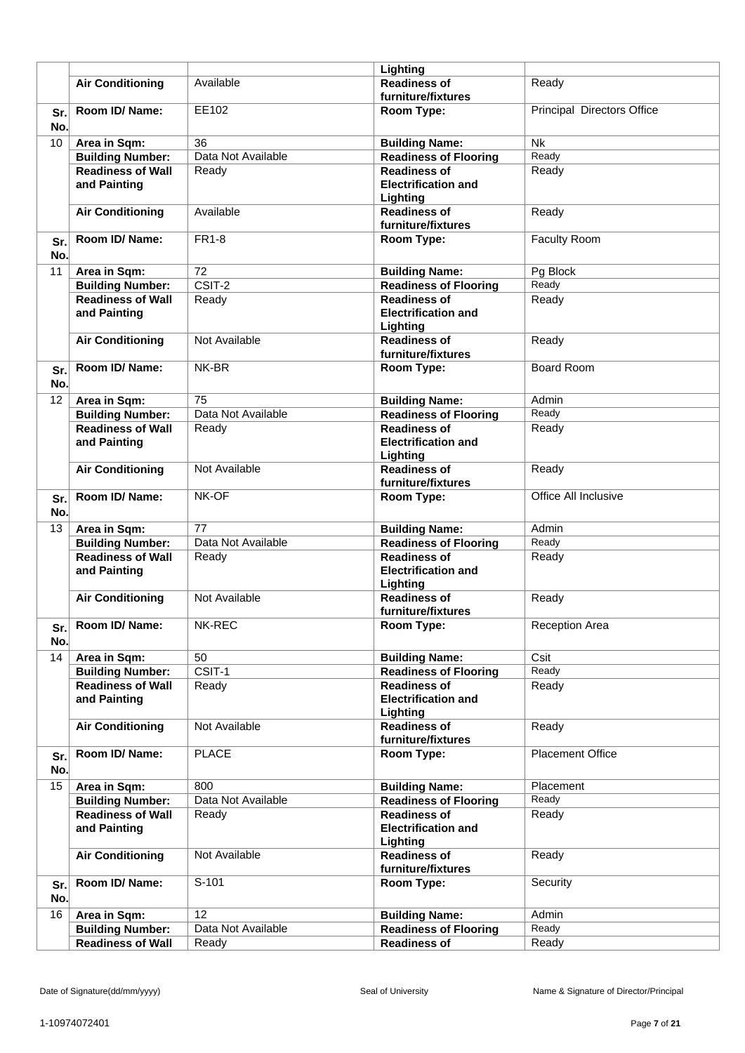| | | | | |
|---|---|---|---|---|
| | | | Lighting | |
| | **Air Conditioning** | Available | **Readiness of furniture/fixtures** | Ready |
| **Sr. No.** | **Room ID/ Name:** | EE102 | **Room Type:** | Principal Directors Office |
| 10 | **Area in Sqm:** | 36 | **Building Name:** | Nk |
| | **Building Number:** | Data Not Available | **Readiness of Flooring** | Ready |
| | **Readiness of Wall and Painting** | Ready | **Readiness of Electrification and Lighting** | Ready |
| | **Air Conditioning** | Available | **Readiness of furniture/fixtures** | Ready |
| **Sr. No.** | **Room ID/ Name:** | FR1-8 | **Room Type:** | Faculty Room |
| 11 | **Area in Sqm:** | 72 | **Building Name:** | Pg Block |
| | **Building Number:** | CSIT-2 | **Readiness of Flooring** | Ready |
| | **Readiness of Wall and Painting** | Ready | **Readiness of Electrification and Lighting** | Ready |
| | **Air Conditioning** | Not Available | **Readiness of furniture/fixtures** | Ready |
| **Sr. No.** | **Room ID/ Name:** | NK-BR | **Room Type:** | Board Room |
| 12 | **Area in Sqm:** | 75 | **Building Name:** | Admin |
| | **Building Number:** | Data Not Available | **Readiness of Flooring** | Ready |
| | **Readiness of Wall and Painting** | Ready | **Readiness of Electrification and Lighting** | Ready |
| | **Air Conditioning** | Not Available | **Readiness of furniture/fixtures** | Ready |
| **Sr. No.** | **Room ID/ Name:** | NK-OF | **Room Type:** | Office All Inclusive |
| 13 | **Area in Sqm:** | 77 | **Building Name:** | Admin |
| | **Building Number:** | Data Not Available | **Readiness of Flooring** | Ready |
| | **Readiness of Wall and Painting** | Ready | **Readiness of Electrification and Lighting** | Ready |
| | **Air Conditioning** | Not Available | **Readiness of furniture/fixtures** | Ready |
| **Sr. No.** | **Room ID/ Name:** | NK-REC | **Room Type:** | Reception Area |
| 14 | **Area in Sqm:** | 50 | **Building Name:** | Csit |
| | **Building Number:** | CSIT-1 | **Readiness of Flooring** | Ready |
| | **Readiness of Wall and Painting** | Ready | **Readiness of Electrification and Lighting** | Ready |
| | **Air Conditioning** | Not Available | **Readiness of furniture/fixtures** | Ready |
| **Sr. No.** | **Room ID/ Name:** | PLACE | **Room Type:** | Placement Office |
| 15 | **Area in Sqm:** | 800 | **Building Name:** | Placement |
| | **Building Number:** | Data Not Available | **Readiness of Flooring** | Ready |
| | **Readiness of Wall and Painting** | Ready | **Readiness of Electrification and Lighting** | Ready |
| | **Air Conditioning** | Not Available | **Readiness of furniture/fixtures** | Ready |
| **Sr. No.** | **Room ID/ Name:** | S-101 | **Room Type:** | Security |
| 16 | **Area in Sqm:** | 12 | **Building Name:** | Admin |
| | **Building Number:** | Data Not Available | **Readiness of Flooring** | Ready |
| | **Readiness of Wall** | Ready | **Readiness of** | Ready |

Date of Signature(dd/mm/yyyy) Seal of University Name & Signature of Director/Principal

1-10974072401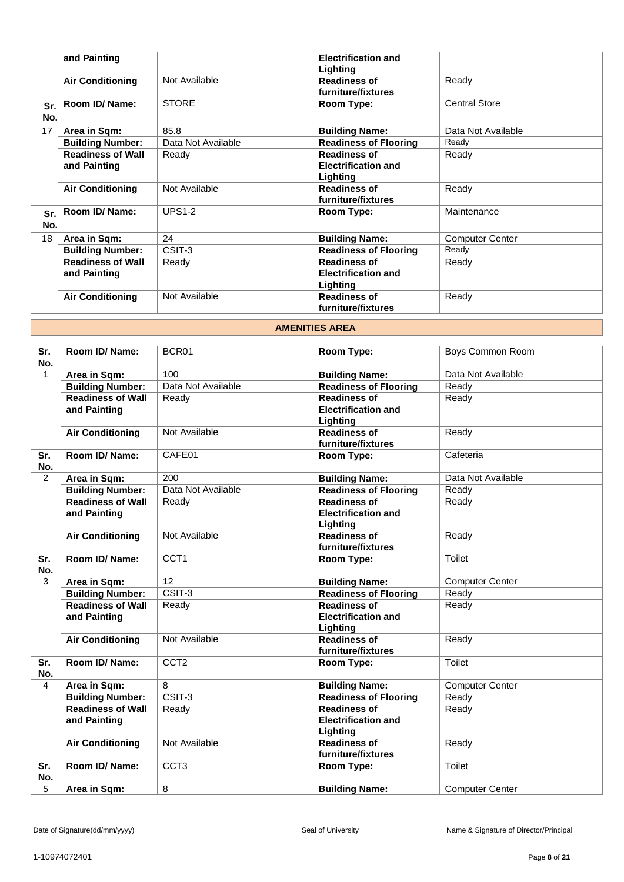| | and Painting | | Electrification and Lighting | |
|---|---|---|---|---|
| | **Air Conditioning** | Not Available | **Readiness of furniture/fixtures** | Ready |
| **Sr. No.** | **Room ID/ Name:** | STORE | **Room Type:** | Central Store |
| 17 | **Area in Sqm:** | 85.8 | **Building Name:** | Data Not Available |
| | **Building Number:** | Data Not Available | **Readiness of Flooring** | Ready |
| | **Readiness of Wall and Painting** | Ready | **Readiness of Electrification and Lighting** | Ready |
| | **Air Conditioning** | Not Available | **Readiness of furniture/fixtures** | Ready |
| **Sr. No.** | **Room ID/ Name:** | UPS1-2 | **Room Type:** | Maintenance |
| 18 | **Area in Sqm:** | 24 | **Building Name:** | Computer Center |
| | **Building Number:** | CSIT-3 | **Readiness of Flooring** | Ready |
| | **Readiness of Wall and Painting** | Ready | **Readiness of Electrification and Lighting** | Ready |
| | **Air Conditioning** | Not Available | **Readiness of furniture/fixtures** | Ready |

## AMENITIES AREA

| Sr. No. | Room ID/ Name: | BCR01 | Room Type: | Boys Common Room |
|---|---|---|---|---|
| 1 | **Area in Sqm:** | 100 | **Building Name:** | Data Not Available |
| | **Building Number:** | Data Not Available | **Readiness of Flooring** | Ready |
| | **Readiness of Wall and Painting** | Ready | **Readiness of Electrification and Lighting** | Ready |
| | **Air Conditioning** | Not Available | **Readiness of furniture/fixtures** | Ready |
| **Sr. No.** | **Room ID/ Name:** | CAFE01 | **Room Type:** | Cafeteria |
| 2 | **Area in Sqm:** | 200 | **Building Name:** | Data Not Available |
| | **Building Number:** | Data Not Available | **Readiness of Flooring** | Ready |
| | **Readiness of Wall and Painting** | Ready | **Readiness of Electrification and Lighting** | Ready |
| | **Air Conditioning** | Not Available | **Readiness of furniture/fixtures** | Ready |
| **Sr. No.** | **Room ID/ Name:** | CCT1 | **Room Type:** | Toilet |
| 3 | **Area in Sqm:** | 12 | **Building Name:** | Computer Center |
| | **Building Number:** | CSIT-3 | **Readiness of Flooring** | Ready |
| | **Readiness of Wall and Painting** | Ready | **Readiness of Electrification and Lighting** | Ready |
| | **Air Conditioning** | Not Available | **Readiness of furniture/fixtures** | Ready |
| **Sr. No.** | **Room ID/ Name:** | CCT2 | **Room Type:** | Toilet |
| 4 | **Area in Sqm:** | 8 | **Building Name:** | Computer Center |
| | **Building Number:** | CSIT-3 | **Readiness of Flooring** | Ready |
| | **Readiness of Wall and Painting** | Ready | **Readiness of Electrification and Lighting** | Ready |
| | **Air Conditioning** | Not Available | **Readiness of furniture/fixtures** | Ready |
| **Sr. No.** | **Room ID/ Name:** | CCT3 | **Room Type:** | Toilet |
| 5 | **Area in Sqm:** | 8 | **Building Name:** | Computer Center |

Date of Signature(dd/mm/yyyy) Seal of University Name & Signature of Director/Principal

1-10974072401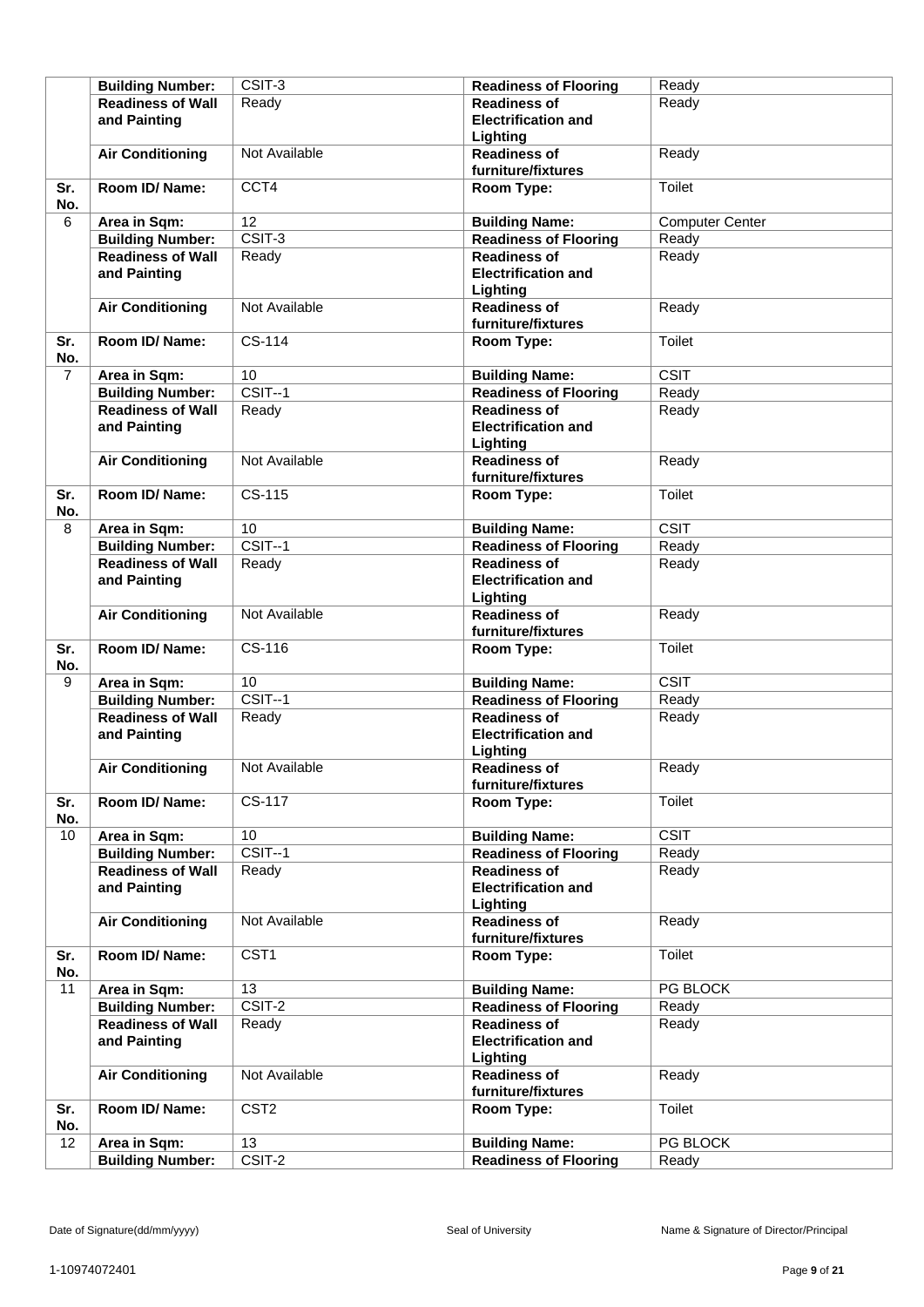|  | Building Number: | CSIT-3 | Readiness of Flooring | Ready |
|---|---|---|---|---|
|  | Readiness of Wall and Painting | Ready | Readiness of Electrification and Lighting | Ready |
|  | Air Conditioning | Not Available | Readiness of furniture/fixtures | Ready |
| Sr. No. | Room ID/ Name: | CCT4 | Room Type: | Toilet |
| 6 | Area in Sqm: | 12 | Building Name: | Computer Center |
|  | Building Number: | CSIT-3 | Readiness of Flooring | Ready |
|  | Readiness of Wall and Painting | Ready | Readiness of Electrification and Lighting | Ready |
|  | Air Conditioning | Not Available | Readiness of furniture/fixtures | Ready |
| Sr. No. | Room ID/ Name: | CS-114 | Room Type: | Toilet |
| 7 | Area in Sqm: | 10 | Building Name: | CSIT |
|  | Building Number: | CSIT--1 | Readiness of Flooring | Ready |
|  | Readiness of Wall and Painting | Ready | Readiness of Electrification and Lighting | Ready |
|  | Air Conditioning | Not Available | Readiness of furniture/fixtures | Ready |
| Sr. No. | Room ID/ Name: | CS-115 | Room Type: | Toilet |
| 8 | Area in Sqm: | 10 | Building Name: | CSIT |
|  | Building Number: | CSIT--1 | Readiness of Flooring | Ready |
|  | Readiness of Wall and Painting | Ready | Readiness of Electrification and Lighting | Ready |
|  | Air Conditioning | Not Available | Readiness of furniture/fixtures | Ready |
| Sr. No. | Room ID/ Name: | CS-116 | Room Type: | Toilet |
| 9 | Area in Sqm: | 10 | Building Name: | CSIT |
|  | Building Number: | CSIT--1 | Readiness of Flooring | Ready |
|  | Readiness of Wall and Painting | Ready | Readiness of Electrification and Lighting | Ready |
|  | Air Conditioning | Not Available | Readiness of furniture/fixtures | Ready |
| Sr. No. | Room ID/ Name: | CS-117 | Room Type: | Toilet |
| 10 | Area in Sqm: | 10 | Building Name: | CSIT |
|  | Building Number: | CSIT--1 | Readiness of Flooring | Ready |
|  | Readiness of Wall and Painting | Ready | Readiness of Electrification and Lighting | Ready |
|  | Air Conditioning | Not Available | Readiness of furniture/fixtures | Ready |
| Sr. No. | Room ID/ Name: | CST1 | Room Type: | Toilet |
| 11 | Area in Sqm: | 13 | Building Name: | PG BLOCK |
|  | Building Number: | CSIT-2 | Readiness of Flooring | Ready |
|  | Readiness of Wall and Painting | Ready | Readiness of Electrification and Lighting | Ready |
|  | Air Conditioning | Not Available | Readiness of furniture/fixtures | Ready |
| Sr. No. | Room ID/ Name: | CST2 | Room Type: | Toilet |
| 12 | Area in Sqm: | 13 | Building Name: | PG BLOCK |
|  | Building Number: | CSIT-2 | Readiness of Flooring | Ready |

Date of Signature(dd/mm/yyyy) Seal of University Name & Signature of Director/Principal

1-10974072401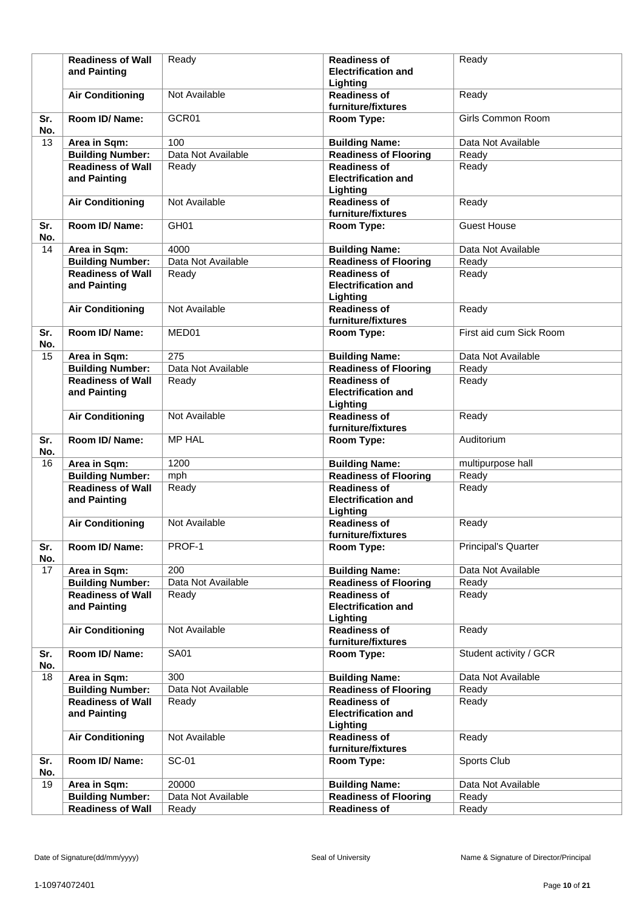| | | | | |
|---|---|---|---|---|
| | **Readiness of Wall and Painting** | Ready | **Readiness of Electrification and Lighting** | Ready |
| | **Air Conditioning** | Not Available | **Readiness of furniture/fixtures** | Ready |
| **Sr. No.** | **Room ID/ Name:** | GCR01 | **Room Type:** | Girls Common Room |
| 13 | **Area in Sqm:** | 100 | **Building Name:** | Data Not Available |
| | **Building Number:** | Data Not Available | **Readiness of Flooring** | Ready |
| | **Readiness of Wall and Painting** | Ready | **Readiness of Electrification and Lighting** | Ready |
| | **Air Conditioning** | Not Available | **Readiness of furniture/fixtures** | Ready |
| **Sr. No.** | **Room ID/ Name:** | GH01 | **Room Type:** | Guest House |
| 14 | **Area in Sqm:** | 4000 | **Building Name:** | Data Not Available |
| | **Building Number:** | Data Not Available | **Readiness of Flooring** | Ready |
| | **Readiness of Wall and Painting** | Ready | **Readiness of Electrification and Lighting** | Ready |
| | **Air Conditioning** | Not Available | **Readiness of furniture/fixtures** | Ready |
| **Sr. No.** | **Room ID/ Name:** | MED01 | **Room Type:** | First aid cum Sick Room |
| 15 | **Area in Sqm:** | 275 | **Building Name:** | Data Not Available |
| | **Building Number:** | Data Not Available | **Readiness of Flooring** | Ready |
| | **Readiness of Wall and Painting** | Ready | **Readiness of Electrification and Lighting** | Ready |
| | **Air Conditioning** | Not Available | **Readiness of furniture/fixtures** | Ready |
| **Sr. No.** | **Room ID/ Name:** | MP HAL | **Room Type:** | Auditorium |
| 16 | **Area in Sqm:** | 1200 | **Building Name:** | multipurpose hall |
| | **Building Number:** | mph | **Readiness of Flooring** | Ready |
| | **Readiness of Wall and Painting** | Ready | **Readiness of Electrification and Lighting** | Ready |
| | **Air Conditioning** | Not Available | **Readiness of furniture/fixtures** | Ready |
| **Sr. No.** | **Room ID/ Name:** | PROF-1 | **Room Type:** | Principal's Quarter |
| 17 | **Area in Sqm:** | 200 | **Building Name:** | Data Not Available |
| | **Building Number:** | Data Not Available | **Readiness of Flooring** | Ready |
| | **Readiness of Wall and Painting** | Ready | **Readiness of Electrification and Lighting** | Ready |
| | **Air Conditioning** | Not Available | **Readiness of furniture/fixtures** | Ready |
| **Sr. No.** | **Room ID/ Name:** | SA01 | **Room Type:** | Student activity / GCR |
| 18 | **Area in Sqm:** | 300 | **Building Name:** | Data Not Available |
| | **Building Number:** | Data Not Available | **Readiness of Flooring** | Ready |
| | **Readiness of Wall and Painting** | Ready | **Readiness of Electrification and Lighting** | Ready |
| | **Air Conditioning** | Not Available | **Readiness of furniture/fixtures** | Ready |
| **Sr. No.** | **Room ID/ Name:** | SC-01 | **Room Type:** | Sports Club |
| 19 | **Area in Sqm:** | 20000 | **Building Name:** | Data Not Available |
| | **Building Number:** | Data Not Available | **Readiness of Flooring** | Ready |
| | **Readiness of Wall** | Ready | **Readiness of** | Ready |

Date of Signature(dd/mm/yyyy) | Seal of University | Name & Signature of Director/Principal

1-10974072401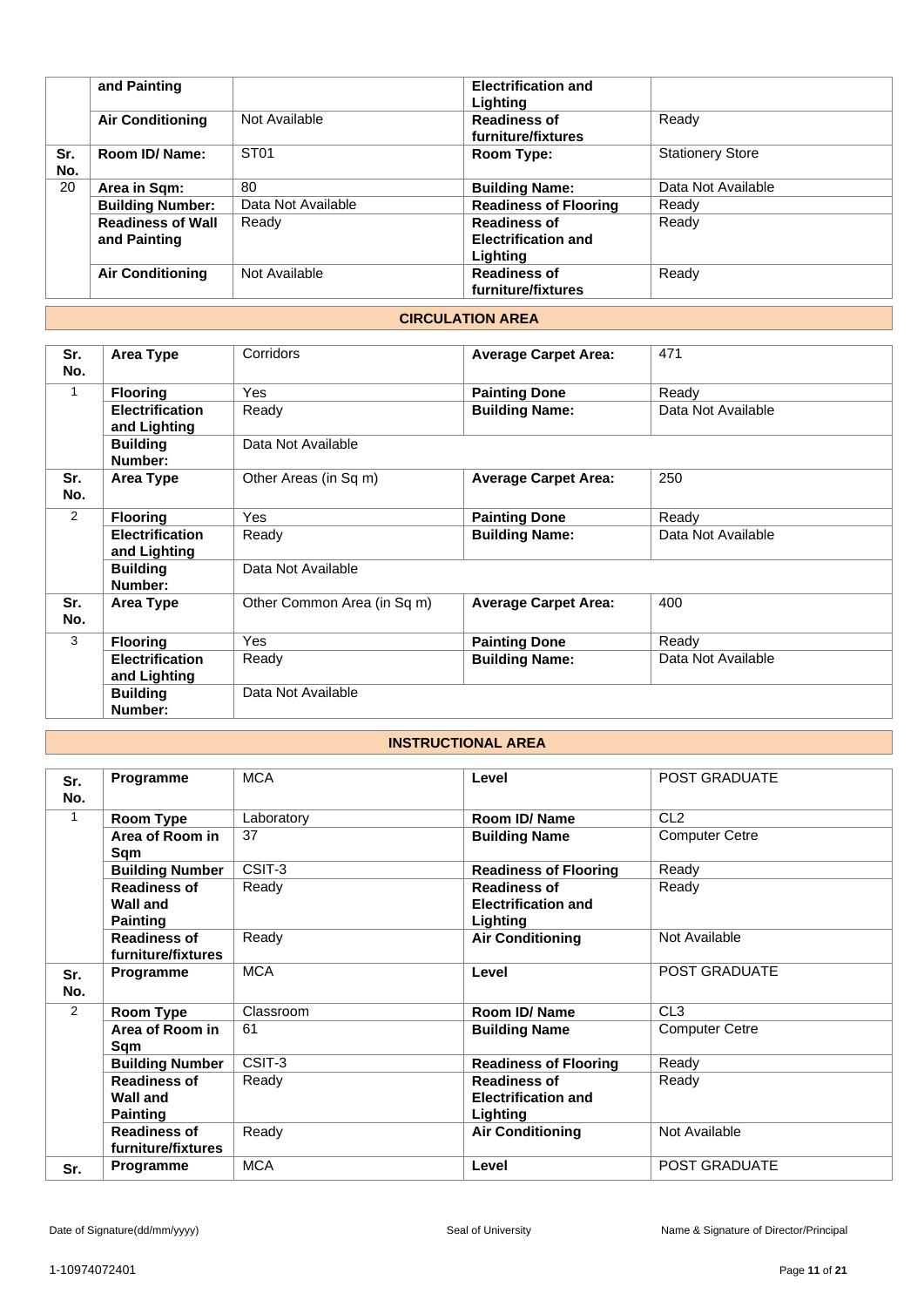| | and Painting | | Electrification and Lighting | |
|---|---|---|---|---|
| | Air Conditioning | Not Available | Readiness of furniture/fixtures | Ready |
| Sr. No. | Room ID/ Name: | ST01 | Room Type: | Stationery Store |
| 20 | Area in Sqm: | 80 | Building Name: | Data Not Available |
| | Building Number: | Data Not Available | Readiness of Flooring | Ready |
| | Readiness of Wall and Painting | Ready | Readiness of Electrification and Lighting | Ready |
| | Air Conditioning | Not Available | Readiness of furniture/fixtures | Ready |

## CIRCULATION AREA

| Sr. No. | Area Type | Corridors | Average Carpet Area: | 471 |
|---|---|---|---|---|
| 1 | Flooring | Yes | Painting Done | Ready |
| | Electrification and Lighting | Ready | Building Name: | Data Not Available |
| | Building Number: | Data Not Available | | |
| Sr. No. | Area Type | Other Areas (in Sq m) | Average Carpet Area: | 250 |
| 2 | Flooring | Yes | Painting Done | Ready |
| | Electrification and Lighting | Ready | Building Name: | Data Not Available |
| | Building Number: | Data Not Available | | |
| Sr. No. | Area Type | Other Common Area (in Sq m) | Average Carpet Area: | 400 |
| 3 | Flooring | Yes | Painting Done | Ready |
| | Electrification and Lighting | Ready | Building Name: | Data Not Available |
| | Building Number: | Data Not Available | | |

## INSTRUCTIONAL AREA

| Sr. No. | Programme | MCA | Level | POST GRADUATE |
|---|---|---|---|---|
| 1 | Room Type | Laboratory | Room ID/ Name | CL2 |
| | Area of Room in Sqm | 37 | Building Name | Computer Cetre |
| | Building Number | CSIT-3 | Readiness of Flooring | Ready |
| | Readiness of Wall and Painting | Ready | Readiness of Electrification and Lighting | Ready |
| | Readiness of furniture/fixtures | Ready | Air Conditioning | Not Available |
| Sr. No. | Programme | MCA | Level | POST GRADUATE |
| 2 | Room Type | Classroom | Room ID/ Name | CL3 |
| | Area of Room in Sqm | 61 | Building Name | Computer Cetre |
| | Building Number | CSIT-3 | Readiness of Flooring | Ready |
| | Readiness of Wall and Painting | Ready | Readiness of Electrification and Lighting | Ready |
| | Readiness of furniture/fixtures | Ready | Air Conditioning | Not Available |
| Sr. | Programme | MCA | Level | POST GRADUATE |

Date of Signature(dd/mm/yyyy) Seal of University Name & Signature of Director/Principal

1-10974072401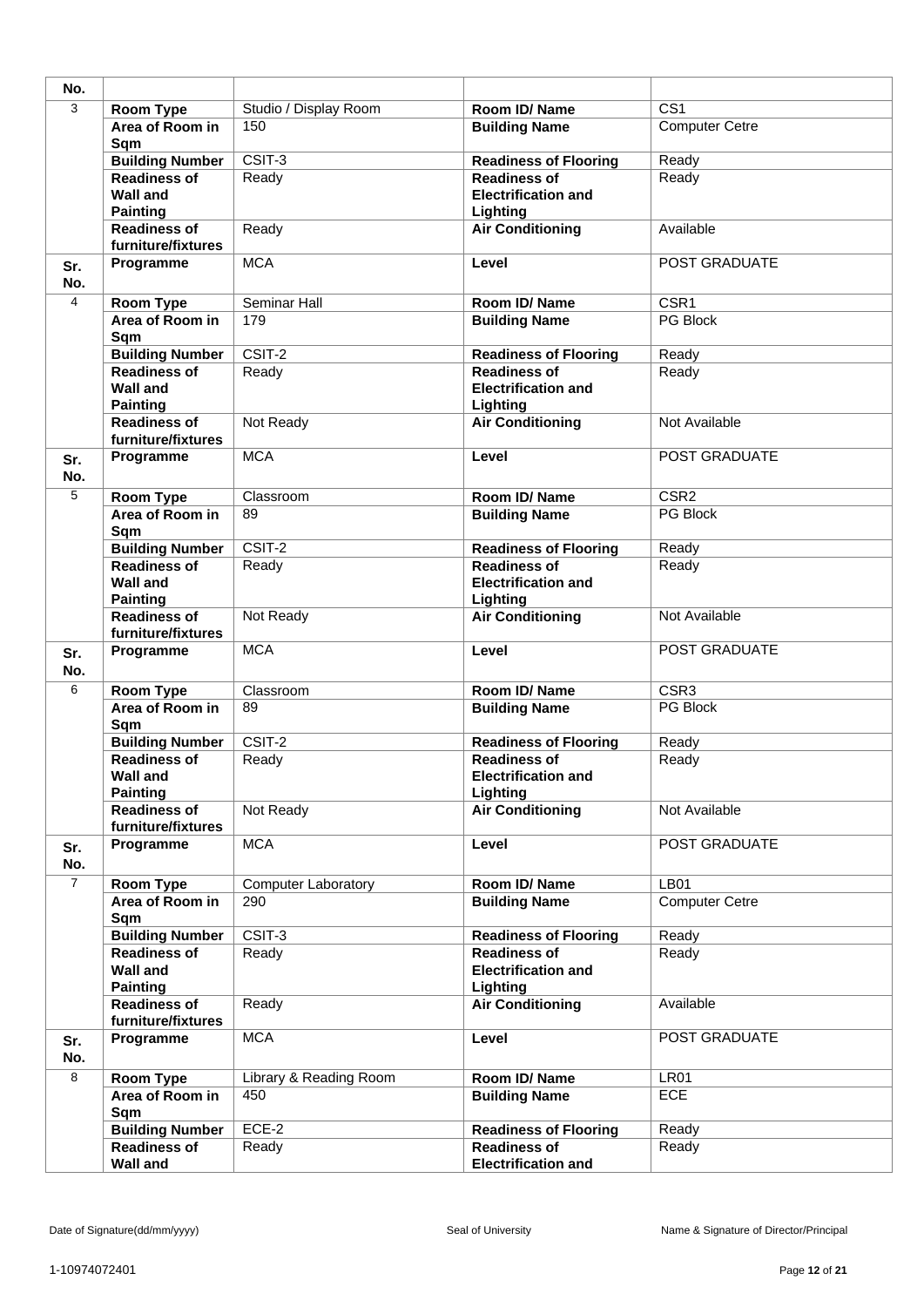| No. | | | | |
|---|---|---|---|---|
| 3 | **Room Type** | Studio / Display Room | **Room ID/ Name** | CS1 |
| | **Area of Room in Sqm** | 150 | **Building Name** | Computer Cetre |
| | **Building Number** | CSIT-3 | **Readiness of Flooring** | Ready |
| | **Readiness of Wall and Painting** | Ready | **Readiness of Electrification and Lighting** | Ready |
| | **Readiness of furniture/fixtures** | Ready | **Air Conditioning** | Available |
| **Sr. No.** | **Programme** | MCA | **Level** | POST GRADUATE |
| 4 | **Room Type** | Seminar Hall | **Room ID/ Name** | CSR1 |
| | **Area of Room in Sqm** | 179 | **Building Name** | PG Block |
| | **Building Number** | CSIT-2 | **Readiness of Flooring** | Ready |
| | **Readiness of Wall and Painting** | Ready | **Readiness of Electrification and Lighting** | Ready |
| | **Readiness of furniture/fixtures** | Not Ready | **Air Conditioning** | Not Available |
| **Sr. No.** | **Programme** | MCA | **Level** | POST GRADUATE |
| 5 | **Room Type** | Classroom | **Room ID/ Name** | CSR2 |
| | **Area of Room in Sqm** | 89 | **Building Name** | PG Block |
| | **Building Number** | CSIT-2 | **Readiness of Flooring** | Ready |
| | **Readiness of Wall and Painting** | Ready | **Readiness of Electrification and Lighting** | Ready |
| | **Readiness of furniture/fixtures** | Not Ready | **Air Conditioning** | Not Available |
| **Sr. No.** | **Programme** | MCA | **Level** | POST GRADUATE |
| 6 | **Room Type** | Classroom | **Room ID/ Name** | CSR3 |
| | **Area of Room in Sqm** | 89 | **Building Name** | PG Block |
| | **Building Number** | CSIT-2 | **Readiness of Flooring** | Ready |
| | **Readiness of Wall and Painting** | Ready | **Readiness of Electrification and Lighting** | Ready |
| | **Readiness of furniture/fixtures** | Not Ready | **Air Conditioning** | Not Available |
| **Sr. No.** | **Programme** | MCA | **Level** | POST GRADUATE |
| 7 | **Room Type** | Computer Laboratory | **Room ID/ Name** | LB01 |
| | **Area of Room in Sqm** | 290 | **Building Name** | Computer Centre |
| | **Building Number** | CSIT-3 | **Readiness of Flooring** | Ready |
| | **Readiness of Wall and Painting** | Ready | **Readiness of Electrification and Lighting** | Ready |
| | **Readiness of furniture/fixtures** | Ready | **Air Conditioning** | Available |
| **Sr. No.** | **Programme** | MCA | **Level** | POST GRADUATE |
| 8 | **Room Type** | Library & Reading Room | **Room ID/ Name** | LR01 |
| | **Area of Room in Sqm** | 450 | **Building Name** | ECE |
| | **Building Number** | ECE-2 | **Readiness of Flooring** | Ready |
| | **Readiness of Wall and** | Ready | **Readiness of Electrification and** | Ready |

Date of Signature(dd/mm/yyyy) Seal of University Name & Signature of Director/Principal

1-10974072401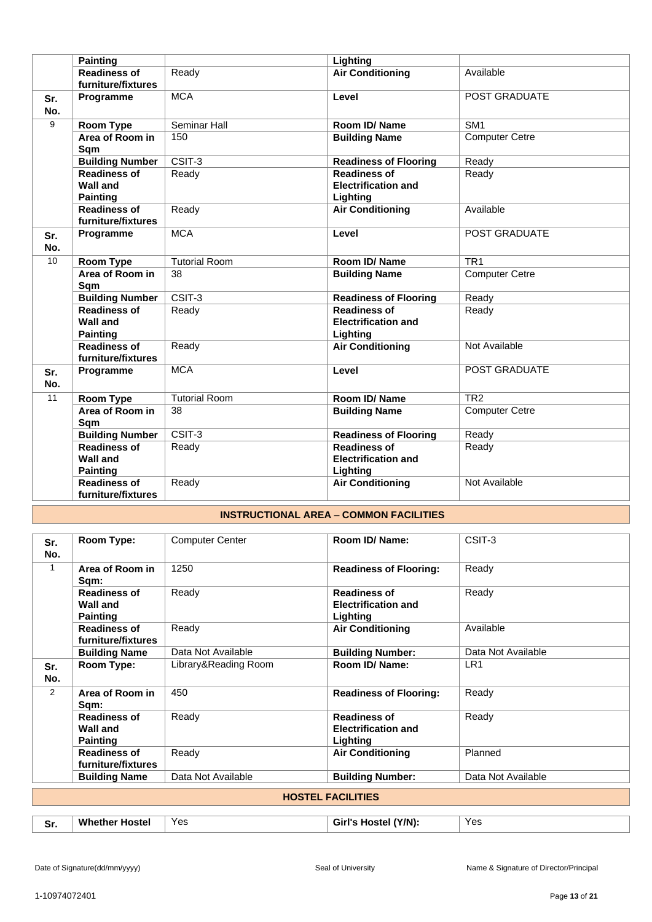| | | | | |
|---|---|---|---|---|
| | **Painting** | | **Lighting** | |
| | **Readiness of furniture/fixtures** | Ready | **Air Conditioning** | Available |
| **Sr. No.** | **Programme** | MCA | **Level** | POST GRADUATE |
| 9 | **Room Type** | Seminar Hall | **Room ID/ Name** | SM1 |
| | **Area of Room in Sqm** | 150 | **Building Name** | Computer Centre |
| | **Building Number** | CSIT-3 | **Readiness of Flooring** | Ready |
| | **Readiness of Wall and Painting** | Ready | **Readiness of Electrification and Lighting** | Ready |
| | **Readiness of furniture/fixtures** | Ready | **Air Conditioning** | Available |
| **Sr. No.** | **Programme** | MCA | **Level** | POST GRADUATE |
| 10 | **Room Type** | Tutorial Room | **Room ID/ Name** | TR1 |
| | **Area of Room in Sqm** | 38 | **Building Name** | Computer Centre |
| | **Building Number** | CSIT-3 | **Readiness of Flooring** | Ready |
| | **Readiness of Wall and Painting** | Ready | **Readiness of Electrification and Lighting** | Ready |
| | **Readiness of furniture/fixtures** | Ready | **Air Conditioning** | Not Available |
| **Sr. No.** | **Programme** | MCA | **Level** | POST GRADUATE |
| 11 | **Room Type** | Tutorial Room | **Room ID/ Name** | TR2 |
| | **Area of Room in Sqm** | 38 | **Building Name** | Computer Centre |
| | **Building Number** | CSIT-3 | **Readiness of Flooring** | Ready |
| | **Readiness of Wall and Painting** | Ready | **Readiness of Electrification and Lighting** | Ready |
| | **Readiness of furniture/fixtures** | Ready | **Air Conditioning** | Not Available |

## INSTRUCTIONAL AREA – COMMON FACILITIES

| **Sr. No.** | **Room Type:** | Computer Center | **Room ID/ Name:** | CSIT-3 |
|---|---|---|---|---|
| 1 | **Area of Room in Sqm:** | 1250 | **Readiness of Flooring:** | Ready |
| | **Readiness of Wall and Painting** | Ready | **Readiness of Electrification and Lighting** | Ready |
| | **Readiness of furniture/fixtures** | Ready | **Air Conditioning** | Available |
| | **Building Name** | Data Not Available | **Building Number:** | Data Not Available |
| **Sr. No.** | **Room Type:** | Library&Reading Room | **Room ID/ Name:** | LR1 |
| 2 | **Area of Room in Sqm:** | 450 | **Readiness of Flooring:** | Ready |
| | **Readiness of Wall and Painting** | Ready | **Readiness of Electrification and Lighting** | Ready |
| | **Readiness of furniture/fixtures** | Ready | **Air Conditioning** | Planned |
| | **Building Name** | Data Not Available | **Building Number:** | Data Not Available |

## HOSTEL FACILITIES

| **Sr.** | **Whether Hostel** | Yes | **Girl's Hostel (Y/N):** | Yes |
|---|---|---|---|---|

Date of Signature(dd/mm/yyyy) Seal of University Name & Signature of Director/Principal

1-10974072401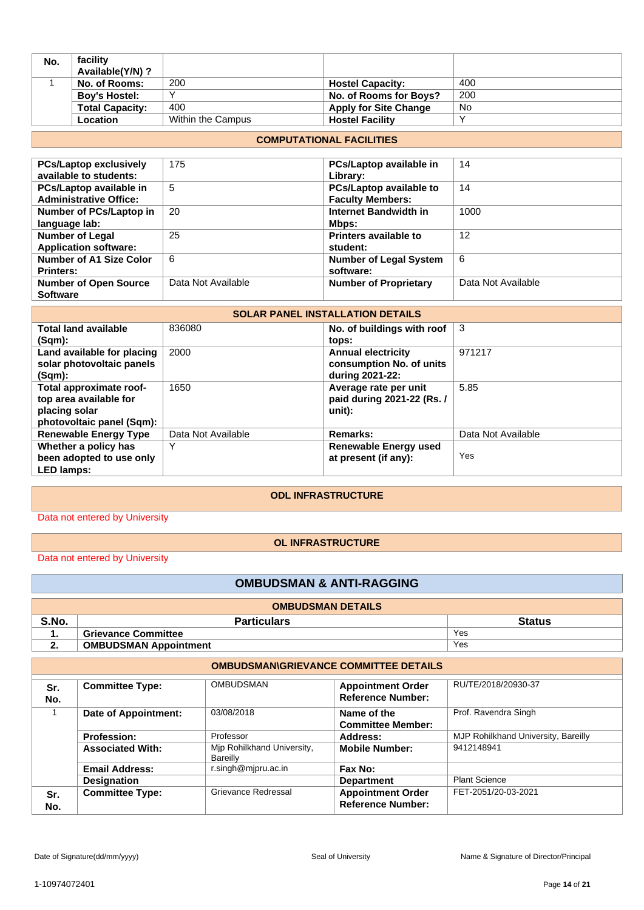| No. | facility Available(Y/N) ? | | | |
|---|---|---|---|---|
| 1 | No. of Rooms: | 200 | Hostel Capacity: | 400 |
| | Boy's Hostel: | Y | No. of Rooms for Boys? | 200 |
| | Total Capacity: | 400 | Apply for Site Change | No |
| | Location | Within the Campus | Hostel Facility | Y |

## COMPUTATIONAL FACILITIES

| | | | |
|---|---|---|---|
| **PCs/Laptop exclusively available to students:** | 175 | **PCs/Laptop available in Library:** | 14 |
| **PCs/Laptop available in Administrative Office:** | 5 | **PCs/Laptop available to Faculty Members:** | 14 |
| **Number of PCs/Laptop in language lab:** | 20 | **Internet Bandwidth in Mbps:** | 1000 |
| **Number of Legal Application software:** | 25 | **Printers available to student:** | 12 |
| **Number of A1 Size Color Printers:** | 6 | **Number of Legal System software:** | 6 |
| **Number of Open Source Software** | Data Not Available | **Number of Proprietary** | Data Not Available |

## SOLAR PANEL INSTALLATION DETAILS

| | | | |
|---|---|---|---|
| **Total land available (Sqm):** | 836080 | **No. of buildings with roof tops:** | 3 |
| **Land available for placing solar photovoltaic panels (Sqm):** | 2000 | **Annual electricity consumption No. of units during 2021-22:** | 971217 |
| **Total approximate roof-top area available for placing solar photovoltaic panel (Sqm):** | 1650 | **Average rate per unit paid during 2021-22 (Rs. / unit):** | 5.85 |
| **Renewable Energy Type** | Data Not Available | **Remarks:** | Data Not Available |
| **Whether a policy has been adopted to use only LED lamps:** | Y | **Renewable Energy used at present (if any):** | Yes |

## ODL INFRASTRUCTURE

Data not entered by University

## OL INFRASTRUCTURE

Data not entered by University

# OMBUDSMAN & ANTI-RAGGING

## OMBUDSMAN DETAILS

| S.No. | Particulars | Status |
|---|---|---|
| 1. | Grievance Committee | Yes |
| 2. | OMBUDSMAN Appointment | Yes |

## OMBUDSMAN\GRIEVANCE COMMITTEE DETAILS

| Sr. No. | Committee Type: | OMBUDSMAN | Appointment Order Reference Number: | RU/TE/2018/20930-37 |
|---|---|---|---|---|
| 1 | Date of Appointment: | 03/08/2018 | Name of the Committee Member: | Prof. Ravendra Singh |
| | Profession: | Professor | Address: | MJP Rohilkhand University, Bareilly |
| | Associated With: | Mjp Rohilkhand University, Bareilly | Mobile Number: | 9412148941 |
| | Email Address: | r.singh@mjpru.ac.in | Fax No: | |
| | Designation | | Department | Plant Science |
| Sr. No. | Committee Type: | Grievance Redressal | Appointment Order Reference Number: | FET-2051/20-03-2021 |

Date of Signature(dd/mm/yyyy) | Seal of University | Name & Signature of Director/Principal

1-10974072401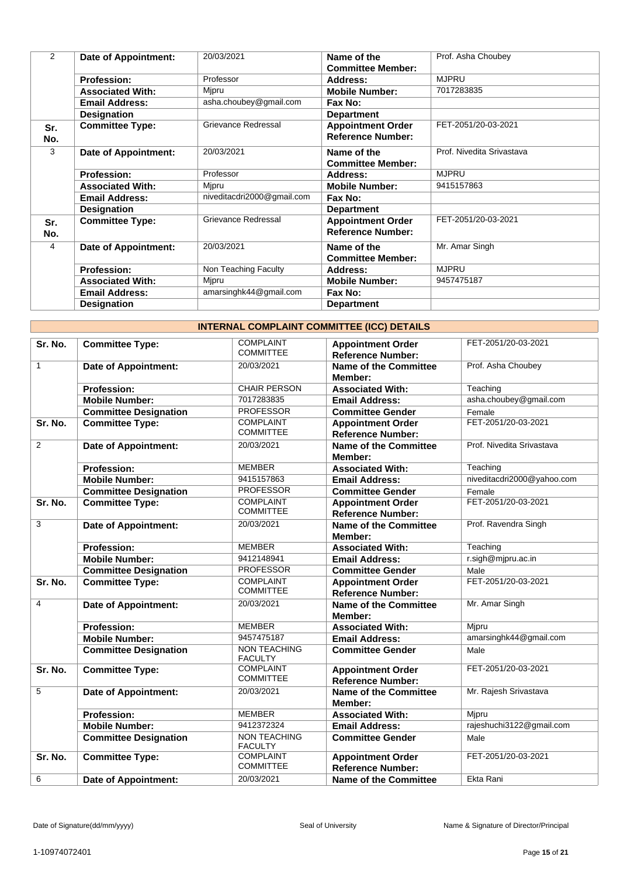| 2 | **Date of Appointment:** | 20/03/2021 | **Name of the Committee Member:** | Prof. Asha Choubey |
|---|---|---|---|---|
| | **Profession:** | Professor | **Address:** | MJPRU |
| | **Associated With:** | Mjpru | **Mobile Number:** | 7017283835 |
| | **Email Address:** | asha.choubey@gmail.com | **Fax No:** | |
| | **Designation** | | **Department** | |
| **Sr. No.** | **Committee Type:** | Grievance Redressal | **Appointment Order Reference Number:** | FET-2051/20-03-2021 |
| 3 | **Date of Appointment:** | 20/03/2021 | **Name of the Committee Member:** | Prof. Nivedita Srivastava |
| | **Profession:** | Professor | **Address:** | MJPRU |
| | **Associated With:** | Mjpru | **Mobile Number:** | 9415157863 |
| | **Email Address:** | niveditacdri2000@gmail.com | **Fax No:** | |
| | **Designation** | | **Department** | |
| **Sr. No.** | **Committee Type:** | Grievance Redressal | **Appointment Order Reference Number:** | FET-2051/20-03-2021 |
| 4 | **Date of Appointment:** | 20/03/2021 | **Name of the Committee Member:** | Mr. Amar Singh |
| | **Profession:** | Non Teaching Faculty | **Address:** | MJPRU |
| | **Associated With:** | Mjpru | **Mobile Number:** | 9457475187 |
| | **Email Address:** | amarsinghk44@gmail.com | **Fax No:** | |
| | **Designation** | | **Department** | |

## INTERNAL COMPLAINT COMMITTEE (ICC) DETAILS

| Sr. No. | Committee Type: | COMPLAINT COMMITTEE | Appointment Order Reference Number: | FET-2051/20-03-2021 |
|---|---|---|---|---|
| 1 | **Date of Appointment:** | 20/03/2021 | **Name of the Committee Member:** | Prof. Asha Choubey |
| | **Profession:** | CHAIR PERSON | **Associated With:** | Teaching |
| | **Mobile Number:** | 7017283835 | **Email Address:** | asha.choubey@gmail.com |
| | **Committee Designation** | PROFESSOR | **Committee Gender** | Female |
| **Sr. No.** | **Committee Type:** | COMPLAINT COMMITTEE | **Appointment Order Reference Number:** | FET-2051/20-03-2021 |
| 2 | **Date of Appointment:** | 20/03/2021 | **Name of the Committee Member:** | Prof. Nivedita Srivastava |
| | **Profession:** | MEMBER | **Associated With:** | Teaching |
| | **Mobile Number:** | 9415157863 | **Email Address:** | niveditacdri2000@yahoo.com |
| | **Committee Designation** | PROFESSOR | **Committee Gender** | Female |
| **Sr. No.** | **Committee Type:** | COMPLAINT COMMITTEE | **Appointment Order Reference Number:** | FET-2051/20-03-2021 |
| 3 | **Date of Appointment:** | 20/03/2021 | **Name of the Committee Member:** | Prof. Ravendra Singh |
| | **Profession:** | MEMBER | **Associated With:** | Teaching |
| | **Mobile Number:** | 9412148941 | **Email Address:** | r.sigh@mjpru.ac.in |
| | **Committee Designation** | PROFESSOR | **Committee Gender** | Male |
| **Sr. No.** | **Committee Type:** | COMPLAINT COMMITTEE | **Appointment Order Reference Number:** | FET-2051/20-03-2021 |
| 4 | **Date of Appointment:** | 20/03/2021 | **Name of the Committee Member:** | Mr. Amar Singh |
| | **Profession:** | MEMBER | **Associated With:** | Mjpru |
| | **Mobile Number:** | 9457475187 | **Email Address:** | amarsinghk44@gmail.com |
| | **Committee Designation** | NON TEACHING FACULTY | **Committee Gender** | Male |
| **Sr. No.** | **Committee Type:** | COMPLAINT COMMITTEE | **Appointment Order Reference Number:** | FET-2051/20-03-2021 |
| 5 | **Date of Appointment:** | 20/03/2021 | **Name of the Committee Member:** | Mr. Rajesh Srivastava |
| | **Profession:** | MEMBER | **Associated With:** | Mjpru |
| | **Mobile Number:** | 9412372324 | **Email Address:** | rajeshuchi3122@gmail.com |
| | **Committee Designation** | NON TEACHING FACULTY | **Committee Gender** | Male |
| **Sr. No.** | **Committee Type:** | COMPLAINT COMMITTEE | **Appointment Order Reference Number:** | FET-2051/20-03-2021 |
| 6 | **Date of Appointment:** | 20/03/2021 | **Name of the Committee** | Ekta Rani |

Date of Signature(dd/mm/yyyy) Seal of University Name & Signature of Director/Principal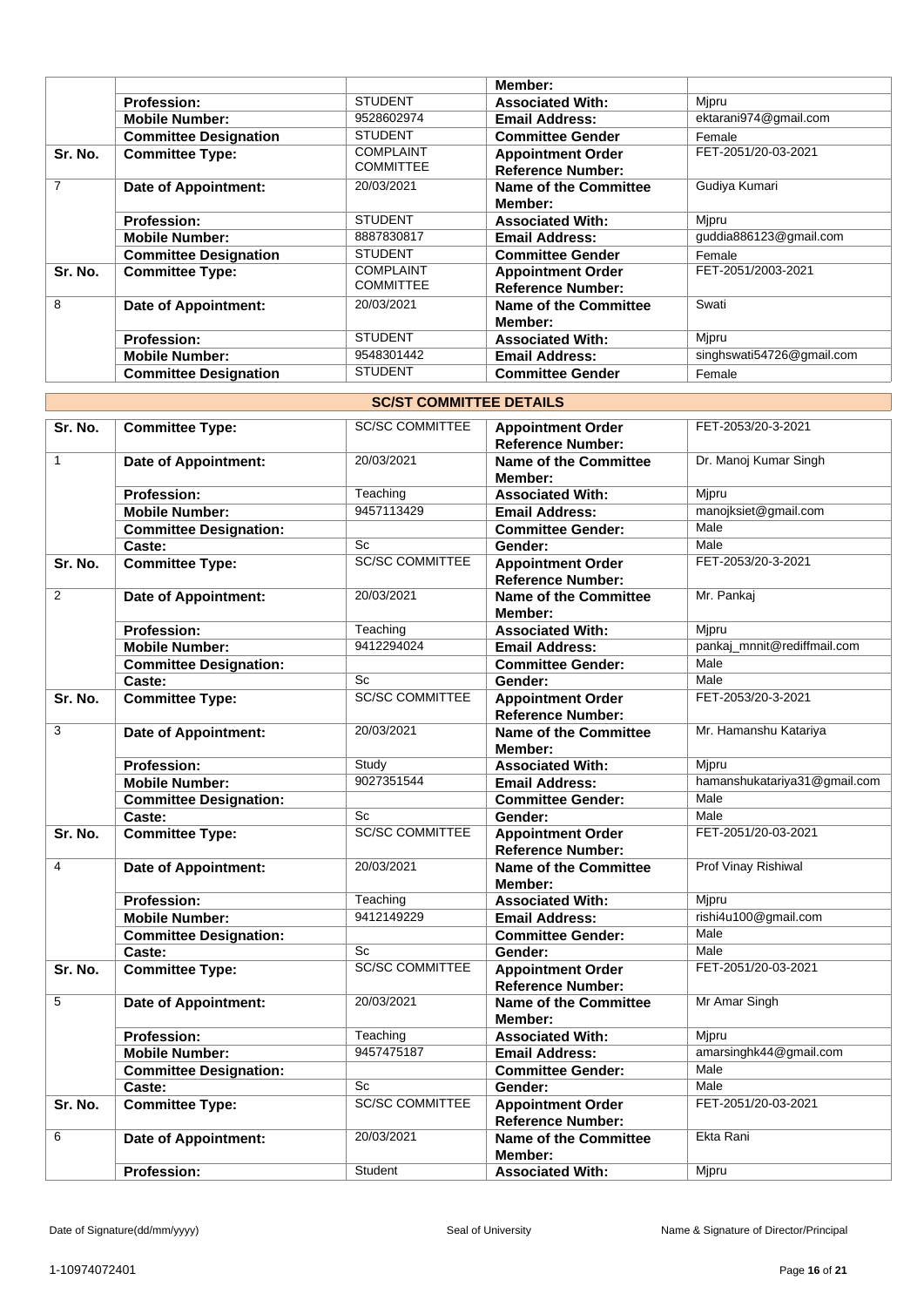| | | | Member: | |
|---|---|---|---|---|
| | **Profession:** | STUDENT | **Associated With:** | Mjpru |
| | **Mobile Number:** | 9528602974 | **Email Address:** | ektarani974@gmail.com |
| | **Committee Designation** | STUDENT | **Committee Gender** | Female |
| **Sr. No.** | **Committee Type:** | COMPLAINT COMMITTEE | **Appointment Order Reference Number:** | FET-2051/20-03-2021 |
| 7 | **Date of Appointment:** | 20/03/2021 | **Name of the Committee Member:** | Gudiya Kumari |
| | **Profession:** | STUDENT | **Associated With:** | Mjpru |
| | **Mobile Number:** | 8887830817 | **Email Address:** | guddia886123@gmail.com |
| | **Committee Designation** | STUDENT | **Committee Gender** | Female |
| **Sr. No.** | **Committee Type:** | COMPLAINT COMMITTEE | **Appointment Order Reference Number:** | FET-2051/2003-2021 |
| 8 | **Date of Appointment:** | 20/03/2021 | **Name of the Committee Member:** | Swati |
| | **Profession:** | STUDENT | **Associated With:** | Mjpru |
| | **Mobile Number:** | 9548301442 | **Email Address:** | singhswati54726@gmail.com |
| | **Committee Designation** | STUDENT | **Committee Gender** | Female |

## SC/ST COMMITTEE DETAILS

| **Sr. No.** | **Committee Type:** | SC/SC COMMITTEE | **Appointment Order Reference Number:** | FET-2053/20-3-2021 |
|---|---|---|---|---|
| 1 | **Date of Appointment:** | 20/03/2021 | **Name of the Committee Member:** | Dr. Manoj Kumar Singh |
| | **Profession:** | Teaching | **Associated With:** | Mjpru |
| | **Mobile Number:** | 9457113429 | **Email Address:** | manojksiet@gmail.com |
| | **Committee Designation:** | | **Committee Gender:** | Male |
| | **Caste:** | Sc | **Gender:** | Male |
| **Sr. No.** | **Committee Type:** | SC/SC COMMITTEE | **Appointment Order Reference Number:** | FET-2053/20-3-2021 |
| 2 | **Date of Appointment:** | 20/03/2021 | **Name of the Committee Member:** | Mr. Pankaj |
| | **Profession:** | Teaching | **Associated With:** | Mjpru |
| | **Mobile Number:** | 9412294024 | **Email Address:** | pankaj_mnnit@rediffmail.com |
| | **Committee Designation:** | | **Committee Gender:** | Male |
| | **Caste:** | Sc | **Gender:** | Male |
| **Sr. No.** | **Committee Type:** | SC/SC COMMITTEE | **Appointment Order Reference Number:** | FET-2053/20-3-2021 |
| 3 | **Date of Appointment:** | 20/03/2021 | **Name of the Committee Member:** | Mr. Hamanshu Katariya |
| | **Profession:** | Study | **Associated With:** | Mjpru |
| | **Mobile Number:** | 9027351544 | **Email Address:** | hamanshukatariya31@gmail.com |
| | **Committee Designation:** | | **Committee Gender:** | Male |
| | **Caste:** | Sc | **Gender:** | Male |
| **Sr. No.** | **Committee Type:** | SC/SC COMMITTEE | **Appointment Order Reference Number:** | FET-2051/20-03-2021 |
| 4 | **Date of Appointment:** | 20/03/2021 | **Name of the Committee Member:** | Prof Vinay Rishiwal |
| | **Profession:** | Teaching | **Associated With:** | Mjpru |
| | **Mobile Number:** | 9412149229 | **Email Address:** | rishi4u100@gmail.com |
| | **Committee Designation:** | | **Committee Gender:** | Male |
| | **Caste:** | Sc | **Gender:** | Male |
| **Sr. No.** | **Committee Type:** | SC/SC COMMITTEE | **Appointment Order Reference Number:** | FET-2051/20-03-2021 |
| 5 | **Date of Appointment:** | 20/03/2021 | **Name of the Committee Member:** | Mr Amar Singh |
| | **Profession:** | Teaching | **Associated With:** | Mjpru |
| | **Mobile Number:** | 9457475187 | **Email Address:** | amarsinghk44@gmail.com |
| | **Committee Designation:** | | **Committee Gender:** | Male |
| | **Caste:** | Sc | **Gender:** | Male |
| **Sr. No.** | **Committee Type:** | SC/SC COMMITTEE | **Appointment Order Reference Number:** | FET-2051/20-03-2021 |
| 6 | **Date of Appointment:** | 20/03/2021 | **Name of the Committee Member:** | Ekta Rani |
| | **Profession:** | Student | **Associated With:** | Mjpru |

Date of Signature(dd/mm/yyyy) | Seal of University | Name & Signature of Director/Principal

1-10974072401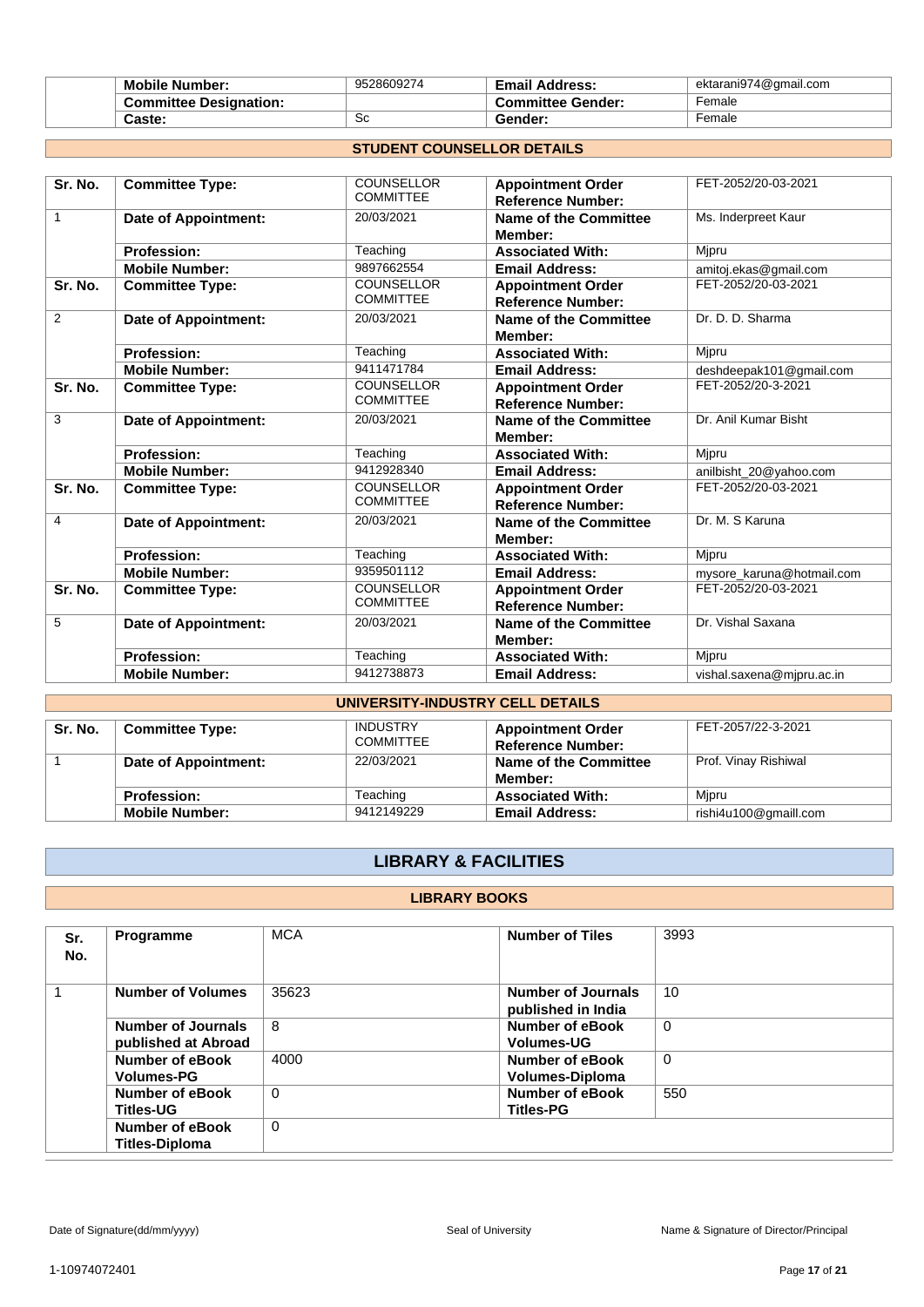| | Mobile Number: | 9528609274 | Email Address: | ektarani974@gmail.com |
|---|---|---|---|---|
| | Committee Designation: | | Committee Gender: | Female |
| | Caste: | Sc | Gender: | Female |

## STUDENT COUNSELLOR DETAILS

| Sr. No. | Committee Type: | COUNSELLOR COMMITTEE | Appointment Order Reference Number: | FET-2052/20-03-2021 |
|---|---|---|---|---|
| 1 | Date of Appointment: | 20/03/2021 | Name of the Committee Member: | Ms. Inderpreet Kaur |
| | Profession: | Teaching | Associated With: | Mjpru |
| | Mobile Number: | 9897662554 | Email Address: | amitoj.ekas@gmail.com |
| Sr. No. | Committee Type: | COUNSELLOR COMMITTEE | Appointment Order Reference Number: | FET-2052/20-03-2021 |
| 2 | Date of Appointment: | 20/03/2021 | Name of the Committee Member: | Dr. D. D. Sharma |
| | Profession: | Teaching | Associated With: | Mjpru |
| | Mobile Number: | 9411471784 | Email Address: | deshdeepak101@gmail.com |
| Sr. No. | Committee Type: | COUNSELLOR COMMITTEE | Appointment Order Reference Number: | FET-2052/20-3-2021 |
| 3 | Date of Appointment: | 20/03/2021 | Name of the Committee Member: | Dr. Anil Kumar Bisht |
| | Profession: | Teaching | Associated With: | Mjpru |
| | Mobile Number: | 9412928340 | Email Address: | anilbisht_20@yahoo.com |
| Sr. No. | Committee Type: | COUNSELLOR COMMITTEE | Appointment Order Reference Number: | FET-2052/20-03-2021 |
| 4 | Date of Appointment: | 20/03/2021 | Name of the Committee Member: | Dr. M. S Karuna |
| | Profession: | Teaching | Associated With: | Mjpru |
| | Mobile Number: | 9359501112 | Email Address: | mysore_karuna@hotmail.com |
| Sr. No. | Committee Type: | COUNSELLOR COMMITTEE | Appointment Order Reference Number: | FET-2052/20-03-2021 |
| 5 | Date of Appointment: | 20/03/2021 | Name of the Committee Member: | Dr. Vishal Saxana |
| | Profession: | Teaching | Associated With: | Mjpru |
| | Mobile Number: | 9412738873 | Email Address: | vishal.saxena@mjpru.ac.in |

## UNIVERSITY-INDUSTRY CELL DETAILS

| Sr. No. | Committee Type: | INDUSTRY COMMITTEE | Appointment Order Reference Number: | FET-2057/22-3-2021 |
|---|---|---|---|---|
| 1 | Date of Appointment: | 22/03/2021 | Name of the Committee Member: | Prof. Vinay Rishiwal |
| | Profession: | Teaching | Associated With: | Mjpru |
| | Mobile Number: | 9412149229 | Email Address: | rishi4u100@gmaill.com |

# LIBRARY & FACILITIES

## LIBRARY BOOKS

| Sr. No. | Programme | MCA | Number of Tiles | 3993 |
|---|---|---|---|---|
| 1 | Number of Volumes | 35623 | Number of Journals published in India | 10 |
| | Number of Journals published at Abroad | 8 | Number of eBook Volumes-UG | 0 |
| | Number of eBook Volumes-PG | 4000 | Number of eBook Volumes-Diploma | 0 |
| | Number of eBook Titles-UG | 0 | Number of eBook Titles-PG | 550 |
| | Number of eBook Titles-Diploma | 0 | | |

Date of Signature(dd/mm/yyyy) | Seal of University | Name & Signature of Director/Principal

1-10974072401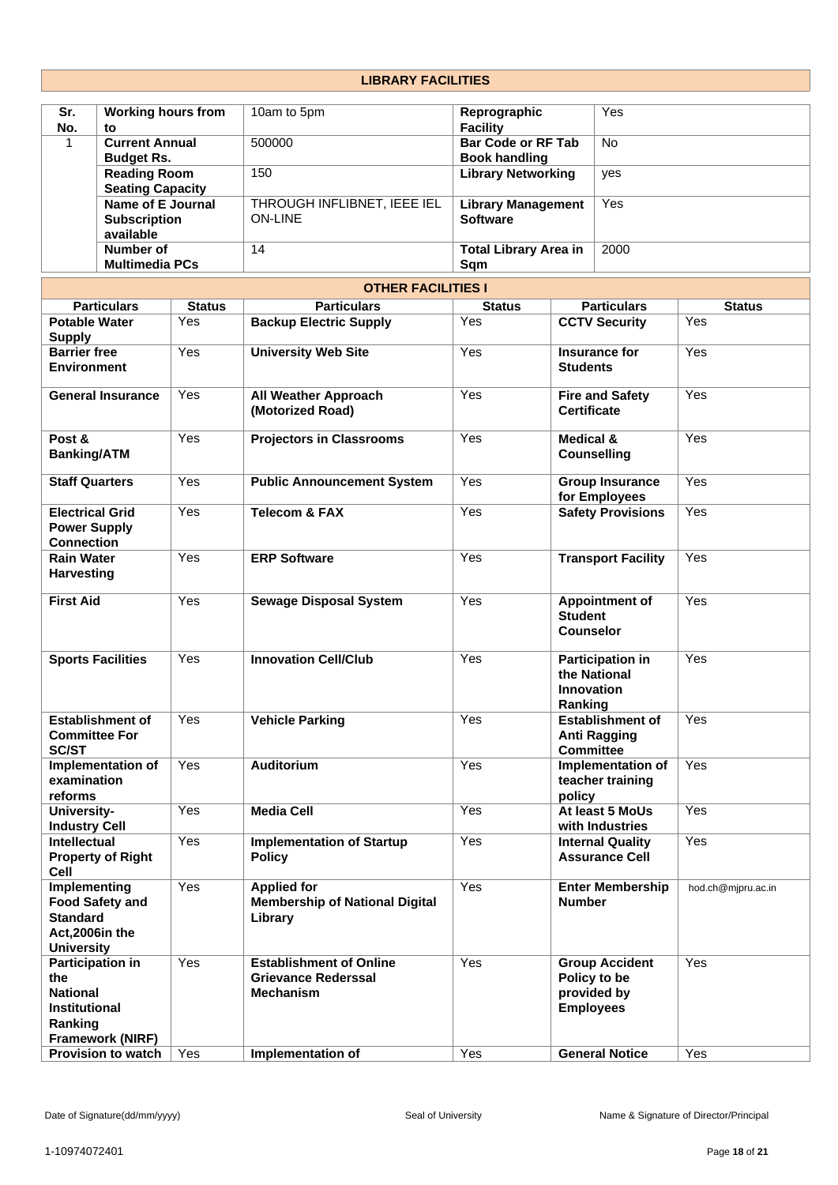## LIBRARY FACILITIES

| Sr. No. | Working hours from to | 10am to 5pm | Reprographic Facility | Yes |
|---|---|---|---|---|
| 1 | Current Annual Budget Rs. | 500000 | Bar Code or RF Tab Book handling | No |
| | Reading Room Seating Capacity | 150 | Library Networking | yes |
| | Name of E Journal Subscription available | THROUGH INFLIBNET, IEEE IEL ON-LINE | Library Management Software | Yes |
| | Number of Multimedia PCs | 14 | Total Library Area in Sqm | 2000 |

## OTHER FACILITIES I

| Particulars | Status | Particulars | Status | Particulars | Status |
|---|---|---|---|---|---|
| Potable Water Supply | Yes | Backup Electric Supply | Yes | CCTV Security | Yes |
| Barrier free Environment | Yes | University Web Site | Yes | Insurance for Students | Yes |
| General Insurance | Yes | All Weather Approach (Motorized Road) | Yes | Fire and Safety Certificate | Yes |
| Post & Banking/ATM | Yes | Projectors in Classrooms | Yes | Medical & Counselling | Yes |
| Staff Quarters | Yes | Public Announcement System | Yes | Group Insurance for Employees | Yes |
| Electrical Grid Power Supply Connection | Yes | Telecom & FAX | Yes | Safety Provisions | Yes |
| Rain Water Harvesting | Yes | ERP Software | Yes | Transport Facility | Yes |
| First Aid | Yes | Sewage Disposal System | Yes | Appointment of Student Counselor | Yes |
| Sports Facilities | Yes | Innovation Cell/Club | Yes | Participation in the National Innovation Ranking | Yes |
| Establishment of Committee For SC/ST | Yes | Vehicle Parking | Yes | Establishment of Anti Ragging Committee | Yes |
| Implementation of examination reforms | Yes | Auditorium | Yes | Implementation of teacher training policy | Yes |
| University-Industry Cell | Yes | Media Cell | Yes | At least 5 MoUs with Industries | Yes |
| Intellectual Property of Right Cell | Yes | Implementation of Startup Policy | Yes | Internal Quality Assurance Cell | Yes |
| Implementing Food Safety and Standard Act,2006in the University | Yes | Applied for Membership of National Digital Library | Yes | Enter Membership Number | hod.ch@mjpru.ac.in |
| Participation in the National Institutional Ranking Framework (NIRF) | Yes | Establishment of Online Grievance Rederssal Mechanism | Yes | Group Accident Policy to be provided by Employees | Yes |
| Provision to watch | Yes | Implementation of | Yes | General Notice | Yes |

Date of Signature(dd/mm/yyyy) Seal of University Name & Signature of Director/Principal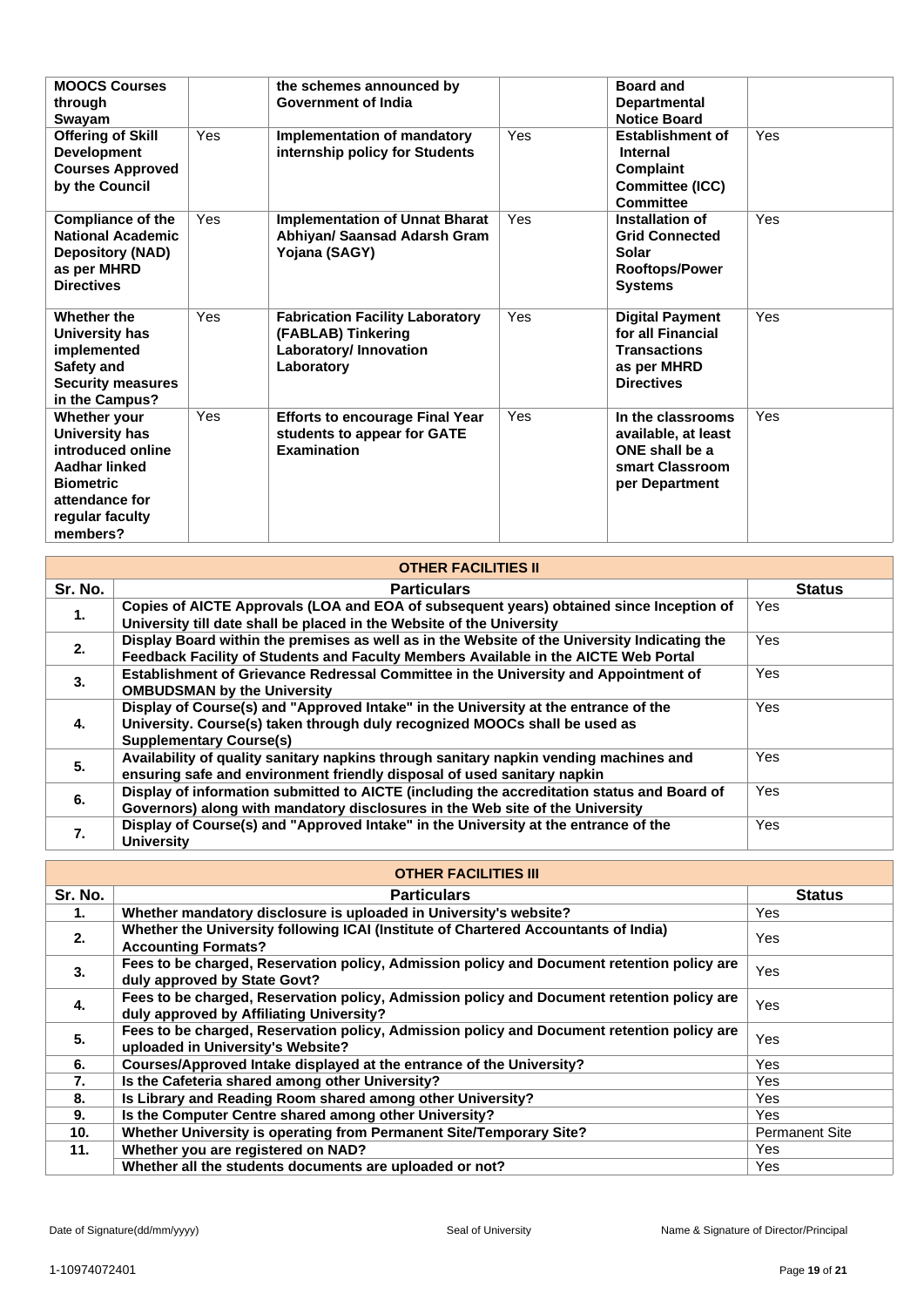| | | | | | |
|---|---|---|---|---|---|
| **MOOCS Courses through Swayam** | | **the schemes announced by Government of India** | | **Board and Departmental Notice Board** | |
| **Offering of Skill Development Courses Approved by the Council** | Yes | **Implementation of mandatory internship policy for Students** | Yes | **Establishment of Internal Complaint Committee (ICC) Committee** | Yes |
| **Compliance of the National Academic Depository (NAD) as per MHRD Directives** | Yes | **Implementation of Unnat Bharat Abhiyan/ Saansad Adarsh Gram Yojana (SAGY)** | Yes | **Installation of Grid Connected Solar Rooftops/Power Systems** | Yes |
| **Whether the University has implemented Safety and Security measures in the Campus?** | Yes | **Fabrication Facility Laboratory (FABLAB) Tinkering Laboratory/ Innovation Laboratory** | Yes | **Digital Payment for all Financial Transactions as per MHRD Directives** | Yes |
| **Whether your University has introduced online Aadhar linked Biometric attendance for regular faculty members?** | Yes | **Efforts to encourage Final Year students to appear for GATE Examination** | Yes | **In the classrooms available, at least ONE shall be a smart Classroom per Department** | Yes |

| OTHER FACILITIES II | | |
|---|---|---|
| **Sr. No.** | **Particulars** | **Status** |
| **1.** | **Copies of AICTE Approvals (LOA and EOA of subsequent years) obtained since Inception of University till date shall be placed in the Website of the University** | Yes |
| **2.** | **Display Board within the premises as well as in the Website of the University Indicating the Feedback Facility of Students and Faculty Members Available in the AICTE Web Portal** | Yes |
| **3.** | **Establishment of Grievance Redressal Committee in the University and Appointment of OMBUDSMAN by the University** | Yes |
| **4.** | **Display of Course(s) and "Approved Intake" in the University at the entrance of the University. Course(s) taken through duly recognized MOOCs shall be used as Supplementary Course(s)** | Yes |
| **5.** | **Availability of quality sanitary napkins through sanitary napkin vending machines and ensuring safe and environment friendly disposal of used sanitary napkin** | Yes |
| **6.** | **Display of information submitted to AICTE (including the accreditation status and Board of Governors) along with mandatory disclosures in the Web site of the University** | Yes |
| **7.** | **Display of Course(s) and "Approved Intake" in the University at the entrance of the University** | Yes |

| OTHER FACILITIES III | | |
|---|---|---|
| **Sr. No.** | **Particulars** | **Status** |
| **1.** | **Whether mandatory disclosure is uploaded in University's website?** | Yes |
| **2.** | **Whether the University following ICAI (Institute of Chartered Accountants of India) Accounting Formats?** | Yes |
| **3.** | **Fees to be charged, Reservation policy, Admission policy and Document retention policy are duly approved by State Govt?** | Yes |
| **4.** | **Fees to be charged, Reservation policy, Admission policy and Document retention policy are duly approved by Affiliating University?** | Yes |
| **5.** | **Fees to be charged, Reservation policy, Admission policy and Document retention policy are uploaded in University's Website?** | Yes |
| **6.** | **Courses/Approved Intake displayed at the entrance of the University?** | Yes |
| **7.** | **Is the Cafeteria shared among other University?** | Yes |
| **8.** | **Is Library and Reading Room shared among other University?** | Yes |
| **9.** | **Is the Computer Centre shared among other University?** | Yes |
| **10.** | **Whether University is operating from Permanent Site/Temporary Site?** | Permanent Site |
| **11.** | **Whether you are registered on NAD?** | Yes |
| | **Whether all the students documents are uploaded or not?** | Yes |

Date of Signature(dd/mm/yyyy) Seal of University Name & Signature of Director/Principal

1-10974072401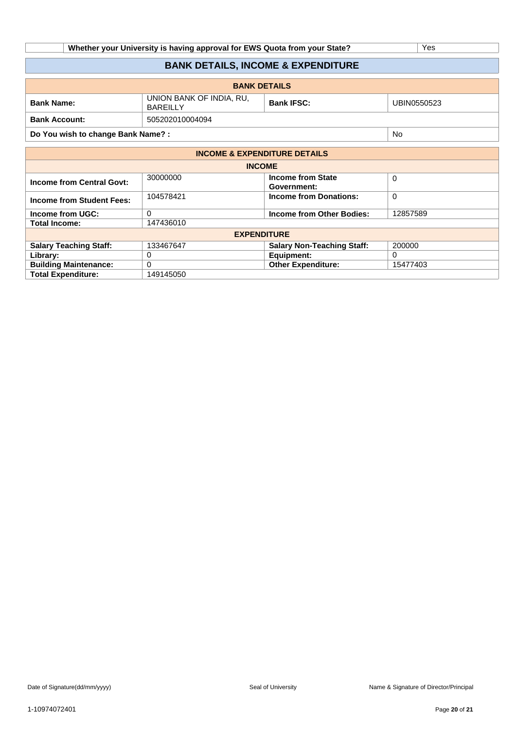| | Whether your University is having approval for EWS Quota from your State? | Yes |
|---|---|---|

## BANK DETAILS, INCOME & EXPENDITURE

| BANK DETAILS | | | |
|---|---|---|---|
| **Bank Name:** | UNION BANK OF INDIA, RU, BAREILLY | **Bank IFSC:** | UBIN0550523 |
| **Bank Account:** | 505202010004094 | | |
| **Do You wish to change Bank Name? :** | | | No |

| INCOME & EXPENDITURE DETAILS | | | |
|---|---|---|---|
| **INCOME** | | | |
| **Income from Central Govt:** | 30000000 | **Income from State Government:** | 0 |
| **Income from Student Fees:** | 104578421 | **Income from Donations:** | 0 |
| **Income from UGC:** | 0 | **Income from Other Bodies:** | 12857589 |
| **Total Income:** | 147436010 | | |
| **EXPENDITURE** | | | |
| **Salary Teaching Staff:** | 133467647 | **Salary Non-Teaching Staff:** | 200000 |
| **Library:** | 0 | **Equipment:** | 0 |
| **Building Maintenance:** | 0 | **Other Expenditure:** | 15477403 |
| **Total Expenditure:** | 149145050 | | |

Date of Signature(dd/mm/yyyy) | Seal of University | Name & Signature of Director/Principal

1-10974072401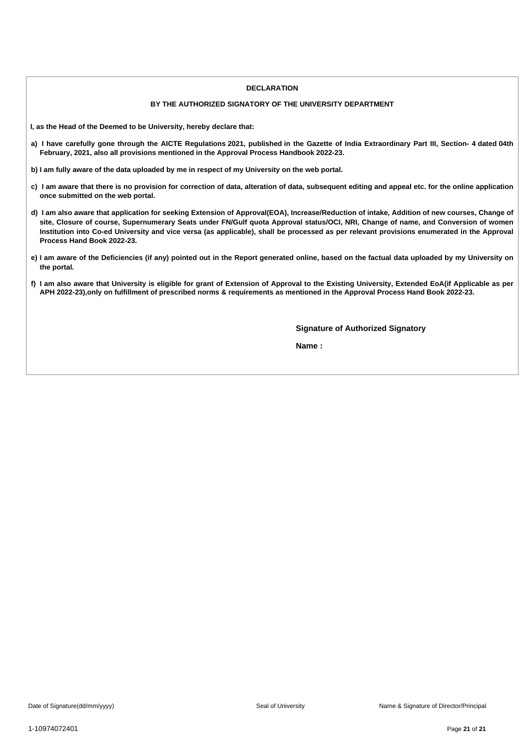**DECLARATION**

**BY THE AUTHORIZED SIGNATORY OF THE UNIVERSITY DEPARTMENT**

**I, as the Head of the Deemed to be University, hereby declare that:**

**a) I have carefully gone through the AICTE Regulations 2021, published in the Gazette of India Extraordinary Part III, Section- 4 dated 04th February, 2021, also all provisions mentioned in the Approval Process Handbook 2022-23.**

**b) I am fully aware of the data uploaded by me in respect of my University on the web portal.**

**c) I am aware that there is no provision for correction of data, alteration of data, subsequent editing and appeal etc. for the online application once submitted on the web portal.**

**d) I am also aware that application for seeking Extension of Approval(EOA), Increase/Reduction of intake, Addition of new courses, Change of site, Closure of course, Supernumerary Seats under FN/Gulf quota Approval status/OCI, NRI, Change of name, and Conversion of women Institution into Co-ed University and vice versa (as applicable), shall be processed as per relevant provisions enumerated in the Approval Process Hand Book 2022-23.**

**e) I am aware of the Deficiencies (if any) pointed out in the Report generated online, based on the factual data uploaded by my University on the portal.**

**f) I am also aware that University is eligible for grant of Extension of Approval to the Existing University, Extended EoA(if Applicable as per APH 2022-23),only on fulfillment of prescribed norms & requirements as mentioned in the Approval Process Hand Book 2022-23.**

**Signature of Authorized Signatory**

**Name :**

Date of Signature(dd/mm/yyyy) | Seal of University | Name & Signature of Director/Principal

1-10974072401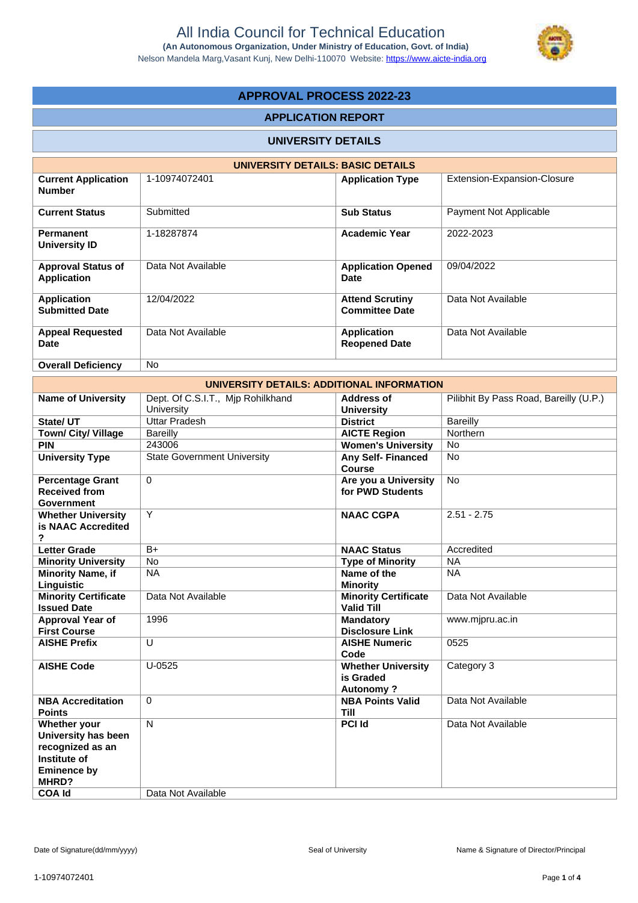# All India Council for Technical Education

**(An Autonomous Organization, Under Ministry of Education, Govt. of India)**

Nelson Mandela Marg,Vasant Kunj, New Delhi-110070 Website: https://www.aicte-india.org

## APPROVAL PROCESS 2022-23

### APPLICATION REPORT

### UNIVERSITY DETAILS

| UNIVERSITY DETAILS: BASIC DETAILS | | | |
|---|---|---|---|
| **Current Application Number** | 1-10974072401 | **Application Type** | Extension-Expansion-Closure |
| **Current Status** | Submitted | **Sub Status** | Payment Not Applicable |
| **Permanent University ID** | 1-18287874 | **Academic Year** | 2022-2023 |
| **Approval Status of Application** | Data Not Available | **Application Opened Date** | 09/04/2022 |
| **Application Submitted Date** | 12/04/2022 | **Attend Scrutiny Committee Date** | Data Not Available |
| **Appeal Requested Date** | Data Not Available | **Application Reopened Date** | Data Not Available |
| **Overall Deficiency** | No | | |

| UNIVERSITY DETAILS: ADDITIONAL INFORMATION | | | |
|---|---|---|---|
| **Name of University** | Dept. Of C.S.I.T., Mjp Rohilkhand University | **Address of University** | Pilibhit By Pass Road, Bareilly (U.P.) |
| **State/ UT** | Uttar Pradesh | **District** | Bareilly |
| **Town/ City/ Village** | Bareilly | **AICTE Region** | Northern |
| **PIN** | 243006 | **Women's University** | No |
| **University Type** | State Government University | **Any Self- Financed Course** | No |
| **Percentage Grant Received from Government** | 0 | **Are you a University for PWD Students** | No |
| **Whether University is NAAC Accredited ?** | Y | **NAAC CGPA** | 2.51 - 2.75 |
| **Letter Grade** | B+ | **NAAC Status** | Accredited |
| **Minority University** | No | **Type of Minority** | NA |
| **Minority Name, if Linguistic** | NA | **Name of the Minority** | NA |
| **Minority Certificate Issued Date** | Data Not Available | **Minority Certificate Valid Till** | Data Not Available |
| **Approval Year of First Course** | 1996 | **Mandatory Disclosure Link** | www.mjpru.ac.in |
| **AISHE Prefix** | U | **AISHE Numeric Code** | 0525 |
| **AISHE Code** | U-0525 | **Whether University is Graded Autonomy ?** | Category 3 |
| **NBA Accreditation Points** | 0 | **NBA Points Valid Till** | Data Not Available |
| **Whether your University has been recognized as an Institute of Eminence by MHRD?** | N | **PCI Id** | Data Not Available |
| **COA Id** | Data Not Available | | |

Date of Signature(dd/mm/yyyy) | Seal of University | Name & Signature of Director/Principal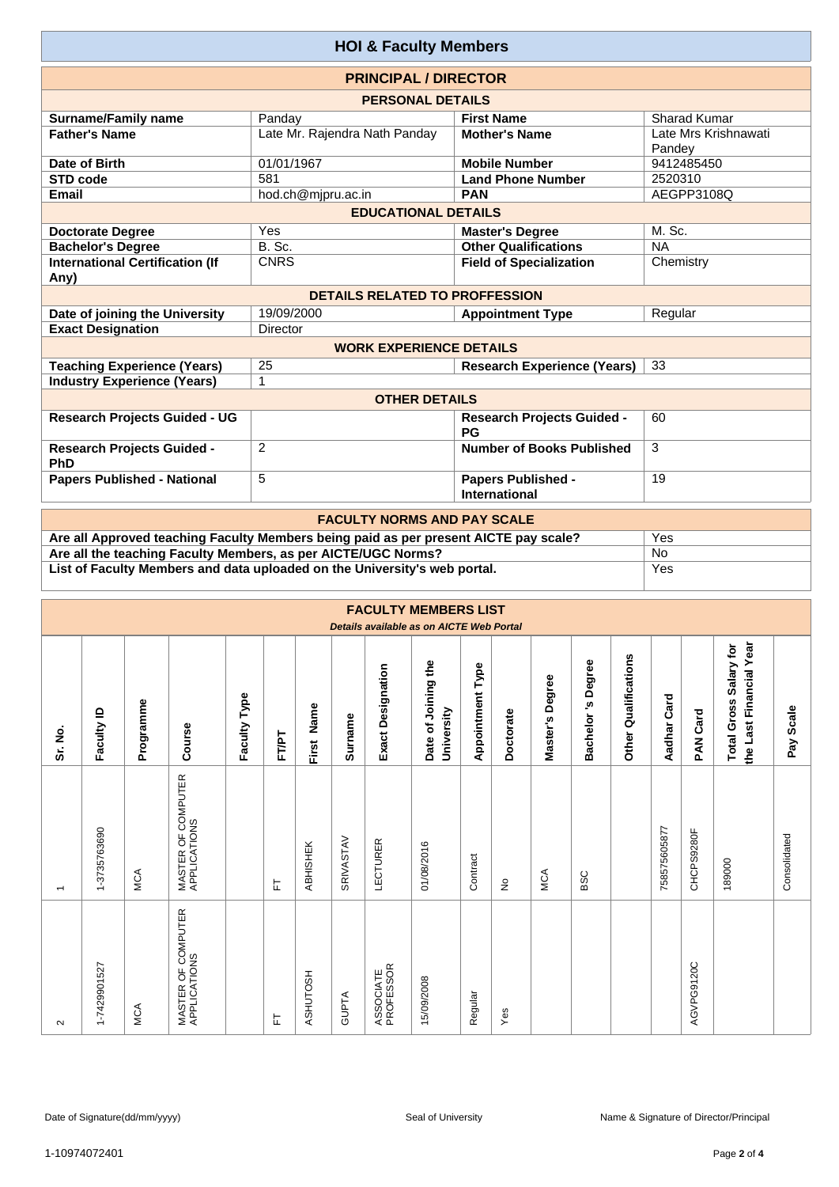# HOI & Faculty Members

## PRINCIPAL / DIRECTOR

### PERSONAL DETAILS

| | | | |
|---|---|---|---|
| **Surname/Family name** | Panday | **First Name** | Sharad Kumar |
| **Father's Name** | Late Mr. Rajendra Nath Panday | **Mother's Name** | Late Mrs Krishnawati Pandey |
| **Date of Birth** | 01/01/1967 | **Mobile Number** | 9412485450 |
| **STD code** | 581 | **Land Phone Number** | 2520310 |
| **Email** | hod.ch@mjpru.ac.in | **PAN** | AEGPP3108Q |

### EDUCATIONAL DETAILS

| | | | |
|---|---|---|---|
| **Doctorate Degree** | Yes | **Master's Degree** | M. Sc. |
| **Bachelor's Degree** | B. Sc. | **Other Qualifications** | NA |
| **International Certification (If Any)** | CNRS | **Field of Specialization** | Chemistry |

### DETAILS RELATED TO PROFFESSION

| | | | |
|---|---|---|---|
| **Date of joining the University** | 19/09/2000 | **Appointment Type** | Regular |
| **Exact Designation** | Director | | |

### WORK EXPERIENCE DETAILS

| | | | |
|---|---|---|---|
| **Teaching Experience (Years)** | 25 | **Research Experience (Years)** | 33 |
| **Industry Experience (Years)** | 1 | | |

### OTHER DETAILS

| | | | |
|---|---|---|---|
| **Research Projects Guided - UG** | | **Research Projects Guided - PG** | 60 |
| **Research Projects Guided - PhD** | 2 | **Number of Books Published** | 3 |
| **Papers Published - National** | 5 | **Papers Published - International** | 19 |

## FACULTY NORMS AND PAY SCALE

| | |
|---|---|
| **Are all Approved teaching Faculty Members being paid as per present AICTE pay scale?** | Yes |
| **Are all the teaching Faculty Members, as per AICTE/UGC Norms?** | No |
| **List of Faculty Members and data uploaded on the University's web portal.** | Yes |

## FACULTY MEMBERS LIST

*Details available as on AICTE Web Portal*

| Sr. No. | Faculty ID | Programme | Course | Faculty Type | FT/PT | First Name | Surname | Exact Designation | Date of Joining the University | Appointment Type | Doctorate | Master's Degree | Bachelor 's Degree | Other Qualifications | Aadhar Card | PAN Card | Total Gross Salary for the Last Financial Year | Pay Scale |
|---|---|---|---|---|---|---|---|---|---|---|---|---|---|---|---|---|---|---|
| 1 | 1-3735763690 | MCA | MASTER OF COMPUTER APPLICATIONS | | FT | ABHISHEK | SRIVASTAV | LECTURER | 01/08/2016 | Contract | No | MCA | BSC | | 758575605877 | CHCPS9280F | 189000 | Consolidated |
| 2 | 1-7429901527 | MCA | MASTER OF COMPUTER APPLICATIONS | | FT | ASHUTOSH | GUPTA | ASSOCIATE PROFESSOR | 15/09/2008 | Regular | Yes | | | | | AGVPG9120C | | |

Date of Signature(dd/mm/yyyy) &nbsp;&nbsp;&nbsp; Seal of University &nbsp;&nbsp;&nbsp; Name & Signature of Director/Principal

1-10974072401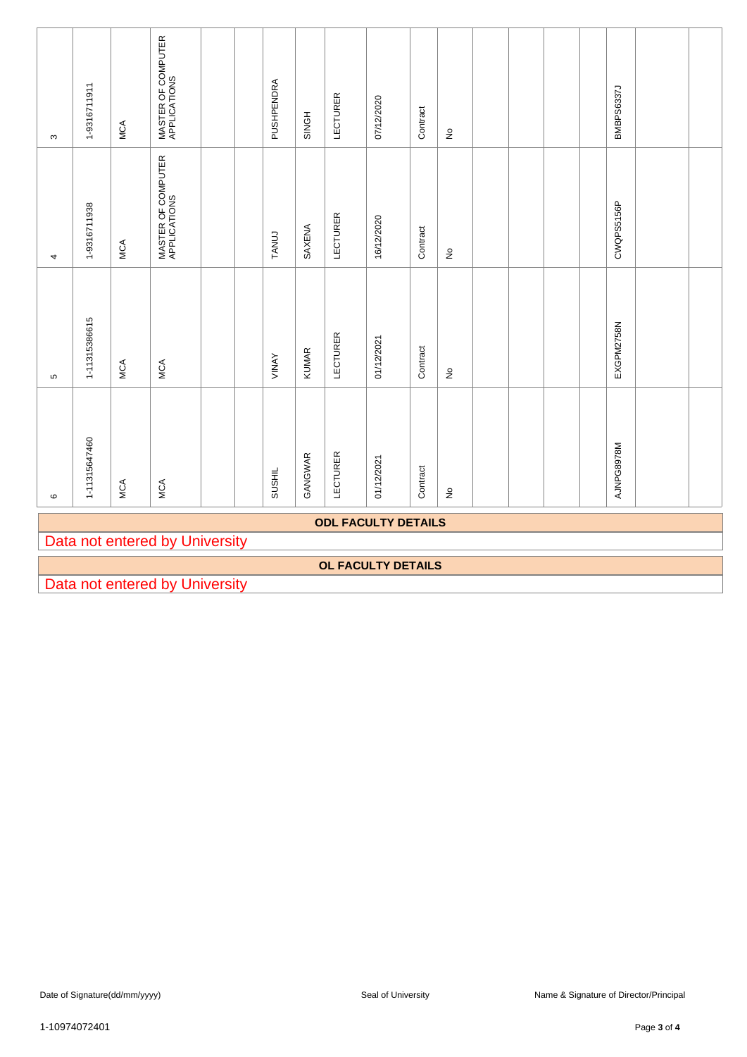| | | | | | | | | | | | | | | | | | |
|---|---|---|---|---|---|---|---|---|---|---|---|---|---|---|---|---|---|
| 3 | 1-9316711911 | MCA | MASTER OF COMPUTER APPLICATIONS | | | PUSHPENDRA | SINGH | LECTURER | 07/12/2020 | Contract | No | | | | | BMBPS6337J | | |
| 4 | 1-9316711938 | MCA | MASTER OF COMPUTER APPLICATIONS | | | TANUJ | SAXENA | LECTURER | 16/12/2020 | Contract | No | | | | | CWQPS5156P | | |
| 5 | 1-11315386615 | MCA | MCA | | | VINAY | KUMAR | LECTURER | 01/12/2021 | Contract | No | | | | | EXGPM2758N | | |
| 6 | 1-11315647460 | MCA | MCA | | | SUSHIL | GANGWAR | LECTURER | 01/12/2021 | Contract | No | | | | | AJNPG8978M | | |

**ODL FACULTY DETAILS**

Data not entered by University

**OL FACULTY DETAILS**

Data not entered by University

Date of Signature(dd/mm/yyyy) | Seal of University | Name & Signature of Director/Principal

1-10974072401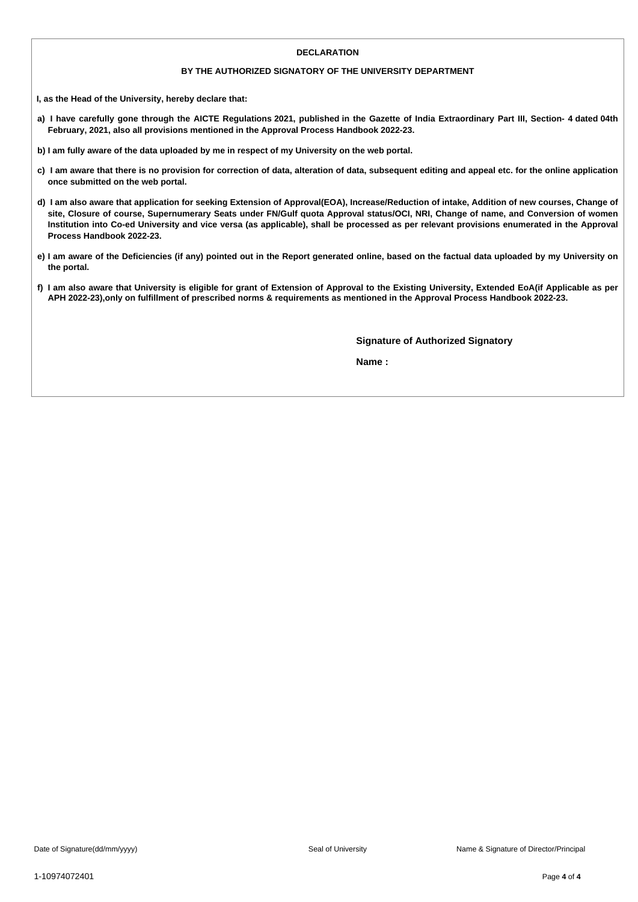**DECLARATION**

**BY THE AUTHORIZED SIGNATORY OF THE UNIVERSITY DEPARTMENT**

**I, as the Head of the University, hereby declare that:**

**a) I have carefully gone through the AICTE Regulations 2021, published in the Gazette of India Extraordinary Part III, Section- 4 dated 04th February, 2021, also all provisions mentioned in the Approval Process Handbook 2022-23.**

**b) I am fully aware of the data uploaded by me in respect of my University on the web portal.**

**c) I am aware that there is no provision for correction of data, alteration of data, subsequent editing and appeal etc. for the online application once submitted on the web portal.**

**d) I am also aware that application for seeking Extension of Approval(EOA), Increase/Reduction of intake, Addition of new courses, Change of site, Closure of course, Supernumerary Seats under FN/Gulf quota Approval status/OCI, NRI, Change of name, and Conversion of women Institution into Co-ed University and vice versa (as applicable), shall be processed as per relevant provisions enumerated in the Approval Process Handbook 2022-23.**

**e) I am aware of the Deficiencies (if any) pointed out in the Report generated online, based on the factual data uploaded by my University on the portal.**

**f) I am also aware that University is eligible for grant of Extension of Approval to the Existing University, Extended EoA(if Applicable as per APH 2022-23),only on fulfillment of prescribed norms & requirements as mentioned in the Approval Process Handbook 2022-23.**

**Signature of Authorized Signatory**

**Name :**

Date of Signature(dd/mm/yyyy)

Seal of University

Name & Signature of Director/Principal

1-10974072401